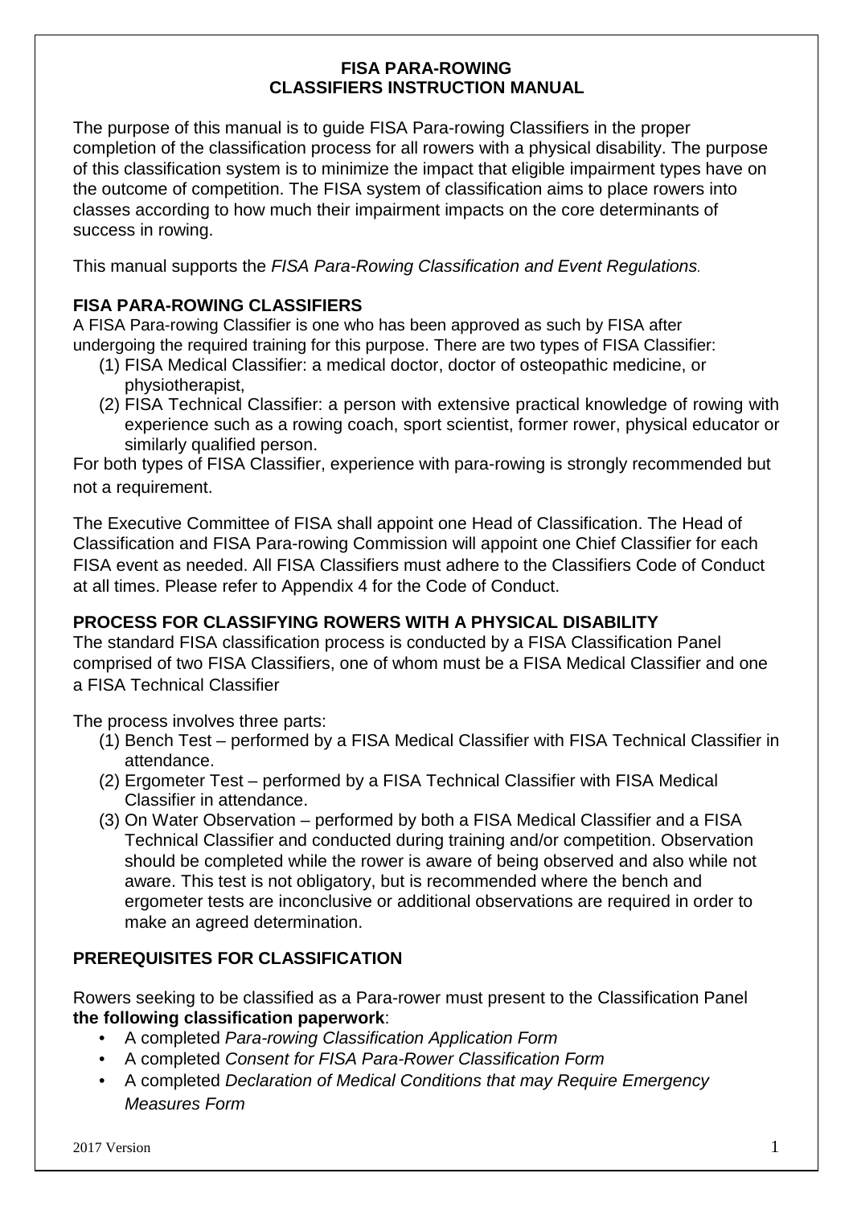# FISA PARA-ROWING
# CLASSIFIERS INSTRUCTION MANUAL

The purpose of this manual is to guide FISA Para-rowing Classifiers in the proper completion of the classification process for all rowers with a physical disability. The purpose of this classification system is to minimize the impact that eligible impairment types have on the outcome of competition. The FISA system of classification aims to place rowers into classes according to how much their impairment impacts on the core determinants of success in rowing.

This manual supports the *FISA Para-Rowing Classification and Event Regulations*.

## FISA PARA-ROWING CLASSIFIERS

A FISA Para-rowing Classifier is one who has been approved as such by FISA after undergoing the required training for this purpose. There are two types of FISA Classifier:

(1) FISA Medical Classifier: a medical doctor, doctor of osteopathic medicine, or physiotherapist,
(2) FISA Technical Classifier: a person with extensive practical knowledge of rowing with experience such as a rowing coach, sport scientist, former rower, physical educator or similarly qualified person.

For both types of FISA Classifier, experience with para-rowing is strongly recommended but not a requirement.

The Executive Committee of FISA shall appoint one Head of Classification. The Head of Classification and FISA Para-rowing Commission will appoint one Chief Classifier for each FISA event as needed. All FISA Classifiers must adhere to the Classifiers Code of Conduct at all times. Please refer to Appendix 4 for the Code of Conduct.

## PROCESS FOR CLASSIFYING ROWERS WITH A PHYSICAL DISABILITY

The standard FISA classification process is conducted by a FISA Classification Panel comprised of two FISA Classifiers, one of whom must be a FISA Medical Classifier and one a FISA Technical Classifier

The process involves three parts:

(1) Bench Test – performed by a FISA Medical Classifier with FISA Technical Classifier in attendance.
(2) Ergometer Test – performed by a FISA Technical Classifier with FISA Medical Classifier in attendance.
(3) On Water Observation – performed by both a FISA Medical Classifier and a FISA Technical Classifier and conducted during training and/or competition. Observation should be completed while the rower is aware of being observed and also while not aware. This test is not obligatory, but is recommended where the bench and ergometer tests are inconclusive or additional observations are required in order to make an agreed determination.

## PREREQUISITES FOR CLASSIFICATION

Rowers seeking to be classified as a Para-rower must present to the Classification Panel **the following classification paperwork**:

- A completed *Para-rowing Classification Application Form*
- A completed *Consent for FISA Para-Rower Classification Form*
- A completed *Declaration of Medical Conditions that may Require Emergency Measures Form*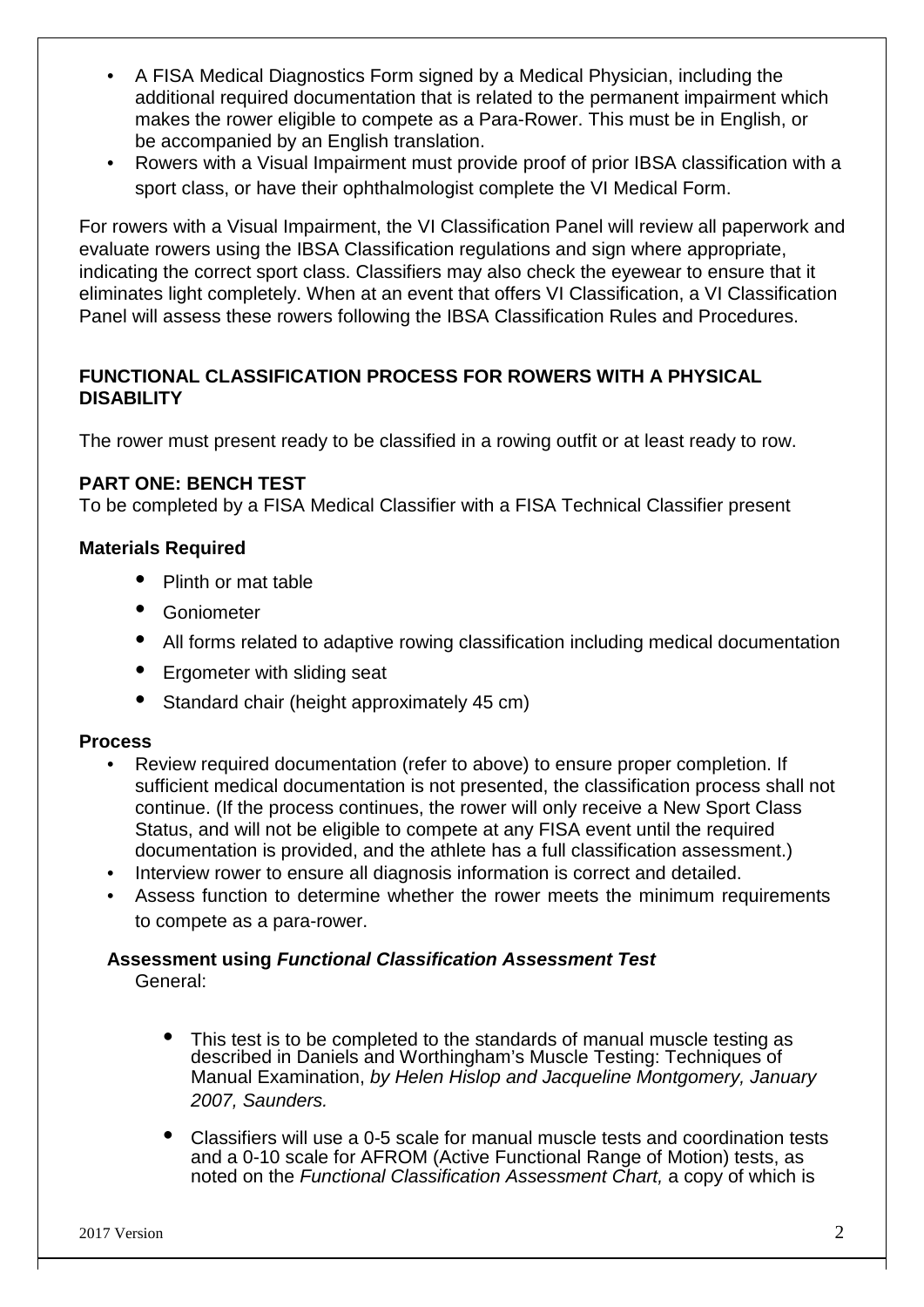- A FISA Medical Diagnostics Form signed by a Medical Physician, including the additional required documentation that is related to the permanent impairment which makes the rower eligible to compete as a Para-Rower. This must be in English, or be accompanied by an English translation.
- Rowers with a Visual Impairment must provide proof of prior IBSA classification with a sport class, or have their ophthalmologist complete the VI Medical Form.

For rowers with a Visual Impairment, the VI Classification Panel will review all paperwork and evaluate rowers using the IBSA Classification regulations and sign where appropriate, indicating the correct sport class. Classifiers may also check the eyewear to ensure that it eliminates light completely. When at an event that offers VI Classification, a VI Classification Panel will assess these rowers following the IBSA Classification Rules and Procedures.

## FUNCTIONAL CLASSIFICATION PROCESS FOR ROWERS WITH A PHYSICAL DISABILITY

The rower must present ready to be classified in a rowing outfit or at least ready to row.

### PART ONE: BENCH TEST

To be completed by a FISA Medical Classifier with a FISA Technical Classifier present

#### Materials Required

- Plinth or mat table
- Goniometer
- All forms related to adaptive rowing classification including medical documentation
- Ergometer with sliding seat
- Standard chair (height approximately 45 cm)

#### Process

- Review required documentation (refer to above) to ensure proper completion. If sufficient medical documentation is not presented, the classification process shall not continue. (If the process continues, the rower will only receive a New Sport Class Status, and will not be eligible to compete at any FISA event until the required documentation is provided, and the athlete has a full classification assessment.)
- Interview rower to ensure all diagnosis information is correct and detailed.
- Assess function to determine whether the rower meets the minimum requirements to compete as a para-rower.

**Assessment using *Functional Classification Assessment Test***

General:

- This test is to be completed to the standards of manual muscle testing as described in Daniels and Worthingham's Muscle Testing: Techniques of Manual Examination, *by Helen Hislop and Jacqueline Montgomery, January 2007, Saunders.*
- Classifiers will use a 0-5 scale for manual muscle tests and coordination tests and a 0-10 scale for AFROM (Active Functional Range of Motion) tests, as noted on the *Functional Classification Assessment Chart,* a copy of which is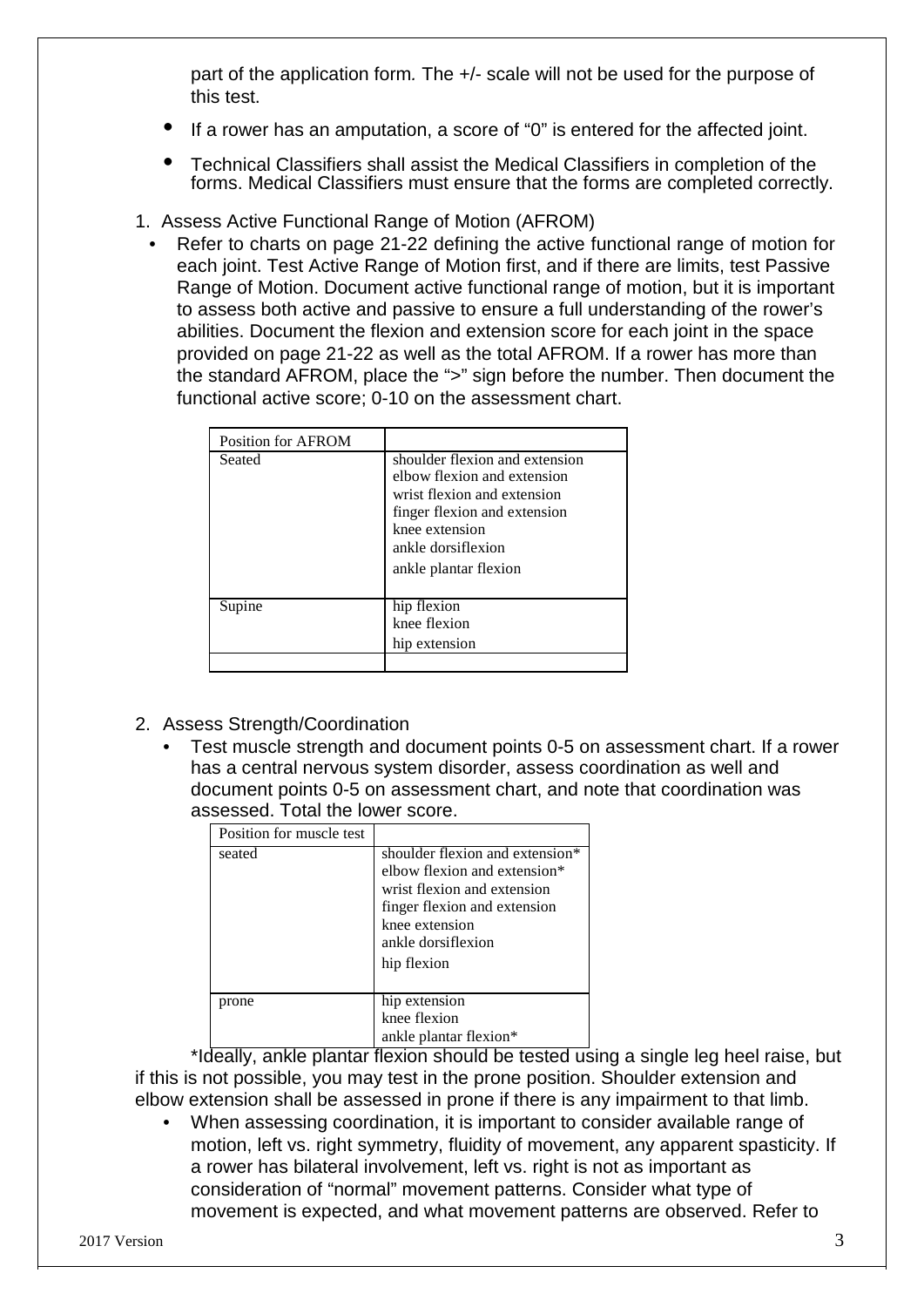part of the application form. The +/- scale will not be used for the purpose of this test.

- If a rower has an amputation, a score of "0" is entered for the affected joint.
- Technical Classifiers shall assist the Medical Classifiers in completion of the forms. Medical Classifiers must ensure that the forms are completed correctly.

1. Assess Active Functional Range of Motion (AFROM)
   - Refer to charts on page 21-22 defining the active functional range of motion for each joint. Test Active Range of Motion first, and if there are limits, test Passive Range of Motion. Document active functional range of motion, but it is important to assess both active and passive to ensure a full understanding of the rower's abilities. Document the flexion and extension score for each joint in the space provided on page 21-22 as well as the total AFROM. If a rower has more than the standard AFROM, place the ">" sign before the number. Then document the functional active score; 0-10 on the assessment chart.

| Position for AFROM | |
|---|---|
| Seated | shoulder flexion and extension<br>elbow flexion and extension<br>wrist flexion and extension<br>finger flexion and extension<br>knee extension<br>ankle dorsiflexion<br>ankle plantar flexion |
| Supine | hip flexion<br>knee flexion<br>hip extension |
| | |

2. Assess Strength/Coordination
   - Test muscle strength and document points 0-5 on assessment chart. If a rower has a central nervous system disorder, assess coordination as well and document points 0-5 on assessment chart, and note that coordination was assessed. Total the lower score.

| Position for muscle test | |
|---|---|
| seated | shoulder flexion and extension*<br>elbow flexion and extension*<br>wrist flexion and extension<br>finger flexion and extension<br>knee extension<br>ankle dorsiflexion<br>hip flexion |
| prone | hip extension<br>knee flexion<br>ankle plantar flexion* |

*Ideally, ankle plantar flexion should be tested using a single leg heel raise, but if this is not possible, you may test in the prone position. Shoulder extension and elbow extension shall be assessed in prone if there is any impairment to that limb.

- When assessing coordination, it is important to consider available range of motion, left vs. right symmetry, fluidity of movement, any apparent spasticity. If a rower has bilateral involvement, left vs. right is not as important as consideration of "normal" movement patterns. Consider what type of movement is expected, and what movement patterns are observed. Refer to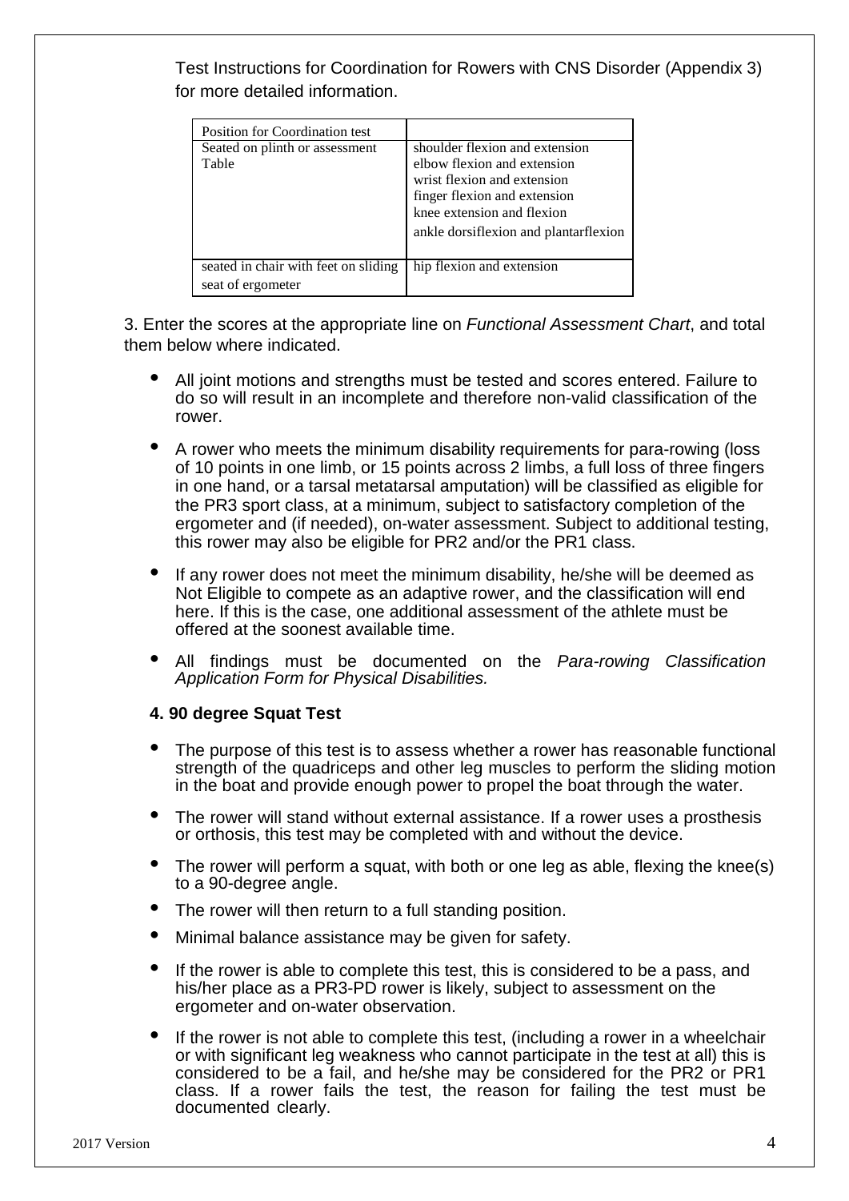Test Instructions for Coordination for Rowers with CNS Disorder (Appendix 3) for more detailed information.

| Position for Coordination test | |
|---|---|
| Seated on plinth or assessment Table | shoulder flexion and extension<br>elbow flexion and extension<br>wrist flexion and extension<br>finger flexion and extension<br>knee extension and flexion<br>ankle dorsiflexion and plantarflexion |
| seated in chair with feet on sliding seat of ergometer | hip flexion and extension |

3. Enter the scores at the appropriate line on *Functional Assessment Chart*, and total them below where indicated.

- All joint motions and strengths must be tested and scores entered. Failure to do so will result in an incomplete and therefore non-valid classification of the rower.
- A rower who meets the minimum disability requirements for para-rowing (loss of 10 points in one limb, or 15 points across 2 limbs, a full loss of three fingers in one hand, or a tarsal metatarsal amputation) will be classified as eligible for the PR3 sport class, at a minimum, subject to satisfactory completion of the ergometer and (if needed), on-water assessment. Subject to additional testing, this rower may also be eligible for PR2 and/or the PR1 class.
- If any rower does not meet the minimum disability, he/she will be deemed as Not Eligible to compete as an adaptive rower, and the classification will end here. If this is the case, one additional assessment of the athlete must be offered at the soonest available time.
- All findings must be documented on the *Para-rowing Classification Application Form for Physical Disabilities.*

**4. 90 degree Squat Test**

- The purpose of this test is to assess whether a rower has reasonable functional strength of the quadriceps and other leg muscles to perform the sliding motion in the boat and provide enough power to propel the boat through the water.
- The rower will stand without external assistance. If a rower uses a prosthesis or orthosis, this test may be completed with and without the device.
- The rower will perform a squat, with both or one leg as able, flexing the knee(s) to a 90-degree angle.
- The rower will then return to a full standing position.
- Minimal balance assistance may be given for safety.
- If the rower is able to complete this test, this is considered to be a pass, and his/her place as a PR3-PD rower is likely, subject to assessment on the ergometer and on-water observation.
- If the rower is not able to complete this test, (including a rower in a wheelchair or with significant leg weakness who cannot participate in the test at all) this is considered to be a fail, and he/she may be considered for the PR2 or PR1 class. If a rower fails the test, the reason for failing the test must be documented clearly.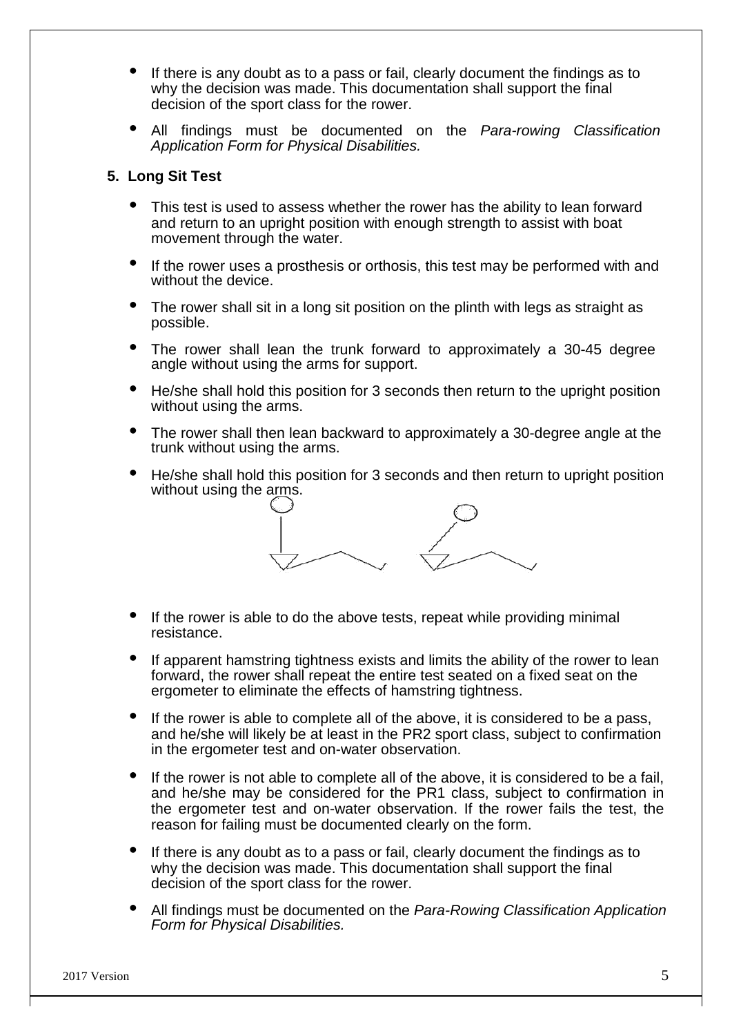- If there is any doubt as to a pass or fail, clearly document the findings as to why the decision was made. This documentation shall support the final decision of the sport class for the rower.
- All findings must be documented on the *Para-rowing Classification Application Form for Physical Disabilities.*

**5. Long Sit Test**

- This test is used to assess whether the rower has the ability to lean forward and return to an upright position with enough strength to assist with boat movement through the water.
- If the rower uses a prosthesis or orthosis, this test may be performed with and without the device.
- The rower shall sit in a long sit position on the plinth with legs as straight as possible.
- The rower shall lean the trunk forward to approximately a 30-45 degree angle without using the arms for support.
- He/she shall hold this position for 3 seconds then return to the upright position without using the arms.
- The rower shall then lean backward to approximately a 30-degree angle at the trunk without using the arms.
- He/she shall hold this position for 3 seconds and then return to upright position without using the arms.
- If the rower is able to do the above tests, repeat while providing minimal resistance.
- If apparent hamstring tightness exists and limits the ability of the rower to lean forward, the rower shall repeat the entire test seated on a fixed seat on the ergometer to eliminate the effects of hamstring tightness.
- If the rower is able to complete all of the above, it is considered to be a pass, and he/she will likely be at least in the PR2 sport class, subject to confirmation in the ergometer test and on-water observation.
- If the rower is not able to complete all of the above, it is considered to be a fail, and he/she may be considered for the PR1 class, subject to confirmation in the ergometer test and on-water observation. If the rower fails the test, the reason for failing must be documented clearly on the form.
- If there is any doubt as to a pass or fail, clearly document the findings as to why the decision was made. This documentation shall support the final decision of the sport class for the rower.
- All findings must be documented on the *Para-Rowing Classification Application Form for Physical Disabilities.*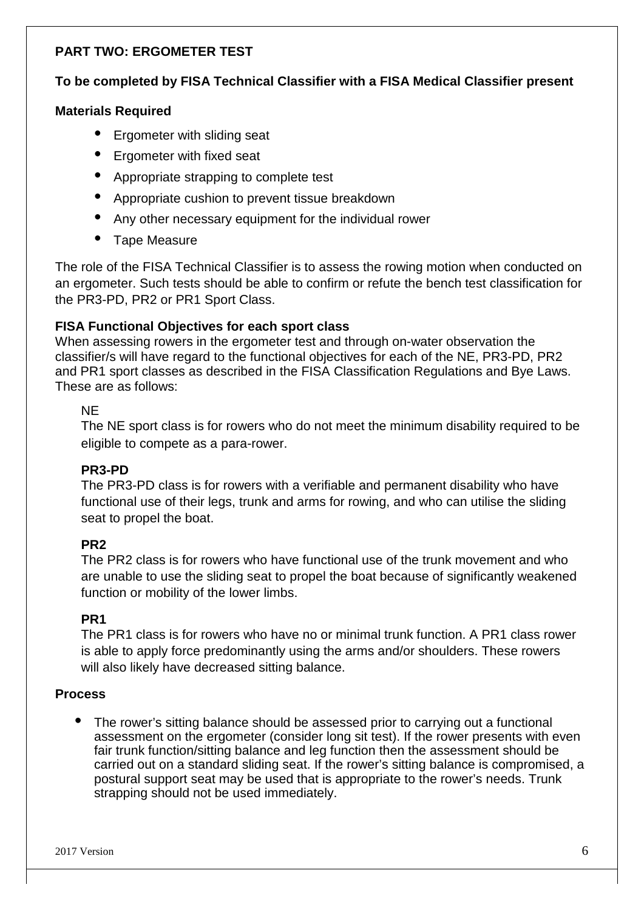**PART TWO: ERGOMETER TEST**

**To be completed by FISA Technical Classifier with a FISA Medical Classifier present**

**Materials Required**

- Ergometer with sliding seat
- Ergometer with fixed seat
- Appropriate strapping to complete test
- Appropriate cushion to prevent tissue breakdown
- Any other necessary equipment for the individual rower
- Tape Measure

The role of the FISA Technical Classifier is to assess the rowing motion when conducted on an ergometer. Such tests should be able to confirm or refute the bench test classification for the PR3-PD, PR2 or PR1 Sport Class.

**FISA Functional Objectives for each sport class**

When assessing rowers in the ergometer test and through on-water observation the classifier/s will have regard to the functional objectives for each of the NE, PR3-PD, PR2 and PR1 sport classes as described in the FISA Classification Regulations and Bye Laws. These are as follows:

NE

The NE sport class is for rowers who do not meet the minimum disability required to be eligible to compete as a para-rower.

**PR3-PD**

The PR3-PD class is for rowers with a verifiable and permanent disability who have functional use of their legs, trunk and arms for rowing, and who can utilise the sliding seat to propel the boat.

**PR2**

The PR2 class is for rowers who have functional use of the trunk movement and who are unable to use the sliding seat to propel the boat because of significantly weakened function or mobility of the lower limbs.

**PR1**

The PR1 class is for rowers who have no or minimal trunk function. A PR1 class rower is able to apply force predominantly using the arms and/or shoulders. These rowers will also likely have decreased sitting balance.

**Process**

- The rower's sitting balance should be assessed prior to carrying out a functional assessment on the ergometer (consider long sit test). If the rower presents with even fair trunk function/sitting balance and leg function then the assessment should be carried out on a standard sliding seat. If the rower's sitting balance is compromised, a postural support seat may be used that is appropriate to the rower's needs. Trunk strapping should not be used immediately.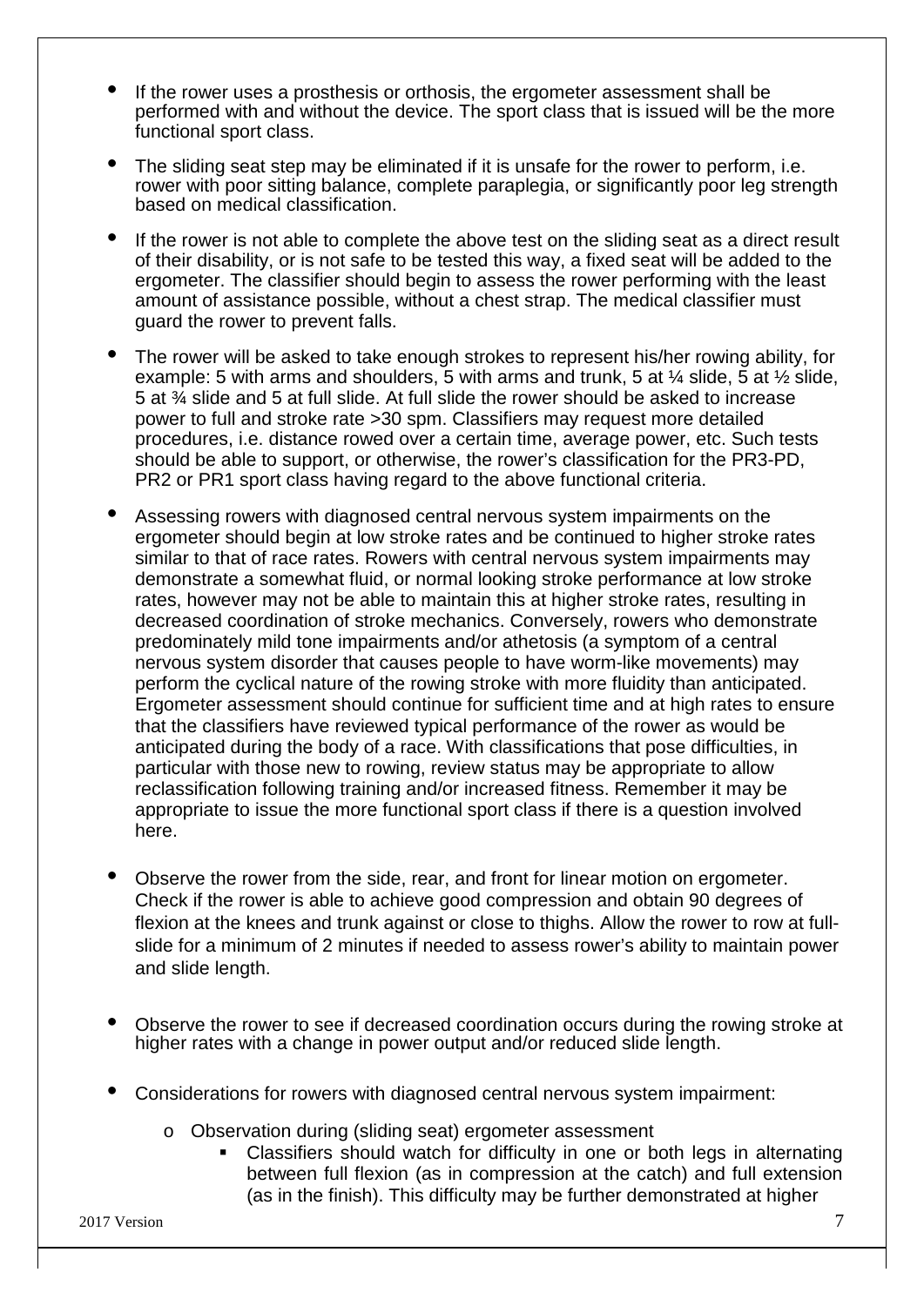- If the rower uses a prosthesis or orthosis, the ergometer assessment shall be performed with and without the device. The sport class that is issued will be the more functional sport class.
- The sliding seat step may be eliminated if it is unsafe for the rower to perform, i.e. rower with poor sitting balance, complete paraplegia, or significantly poor leg strength based on medical classification.
- If the rower is not able to complete the above test on the sliding seat as a direct result of their disability, or is not safe to be tested this way, a fixed seat will be added to the ergometer. The classifier should begin to assess the rower performing with the least amount of assistance possible, without a chest strap. The medical classifier must guard the rower to prevent falls.
- The rower will be asked to take enough strokes to represent his/her rowing ability, for example: 5 with arms and shoulders, 5 with arms and trunk, 5 at ¼ slide, 5 at ½ slide, 5 at ¾ slide and 5 at full slide. At full slide the rower should be asked to increase power to full and stroke rate >30 spm. Classifiers may request more detailed procedures, i.e. distance rowed over a certain time, average power, etc. Such tests should be able to support, or otherwise, the rower's classification for the PR3-PD, PR2 or PR1 sport class having regard to the above functional criteria.
- Assessing rowers with diagnosed central nervous system impairments on the ergometer should begin at low stroke rates and be continued to higher stroke rates similar to that of race rates. Rowers with central nervous system impairments may demonstrate a somewhat fluid, or normal looking stroke performance at low stroke rates, however may not be able to maintain this at higher stroke rates, resulting in decreased coordination of stroke mechanics. Conversely, rowers who demonstrate predominately mild tone impairments and/or athetosis (a symptom of a central nervous system disorder that causes people to have worm-like movements) may perform the cyclical nature of the rowing stroke with more fluidity than anticipated. Ergometer assessment should continue for sufficient time and at high rates to ensure that the classifiers have reviewed typical performance of the rower as would be anticipated during the body of a race. With classifications that pose difficulties, in particular with those new to rowing, review status may be appropriate to allow reclassification following training and/or increased fitness. Remember it may be appropriate to issue the more functional sport class if there is a question involved here.
- Observe the rower from the side, rear, and front for linear motion on ergometer. Check if the rower is able to achieve good compression and obtain 90 degrees of flexion at the knees and trunk against or close to thighs. Allow the rower to row at full-slide for a minimum of 2 minutes if needed to assess rower's ability to maintain power and slide length.
- Observe the rower to see if decreased coordination occurs during the rowing stroke at higher rates with a change in power output and/or reduced slide length.
- Considerations for rowers with diagnosed central nervous system impairment:
  - Observation during (sliding seat) ergometer assessment
    - Classifiers should watch for difficulty in one or both legs in alternating between full flexion (as in compression at the catch) and full extension (as in the finish). This difficulty may be further demonstrated at higher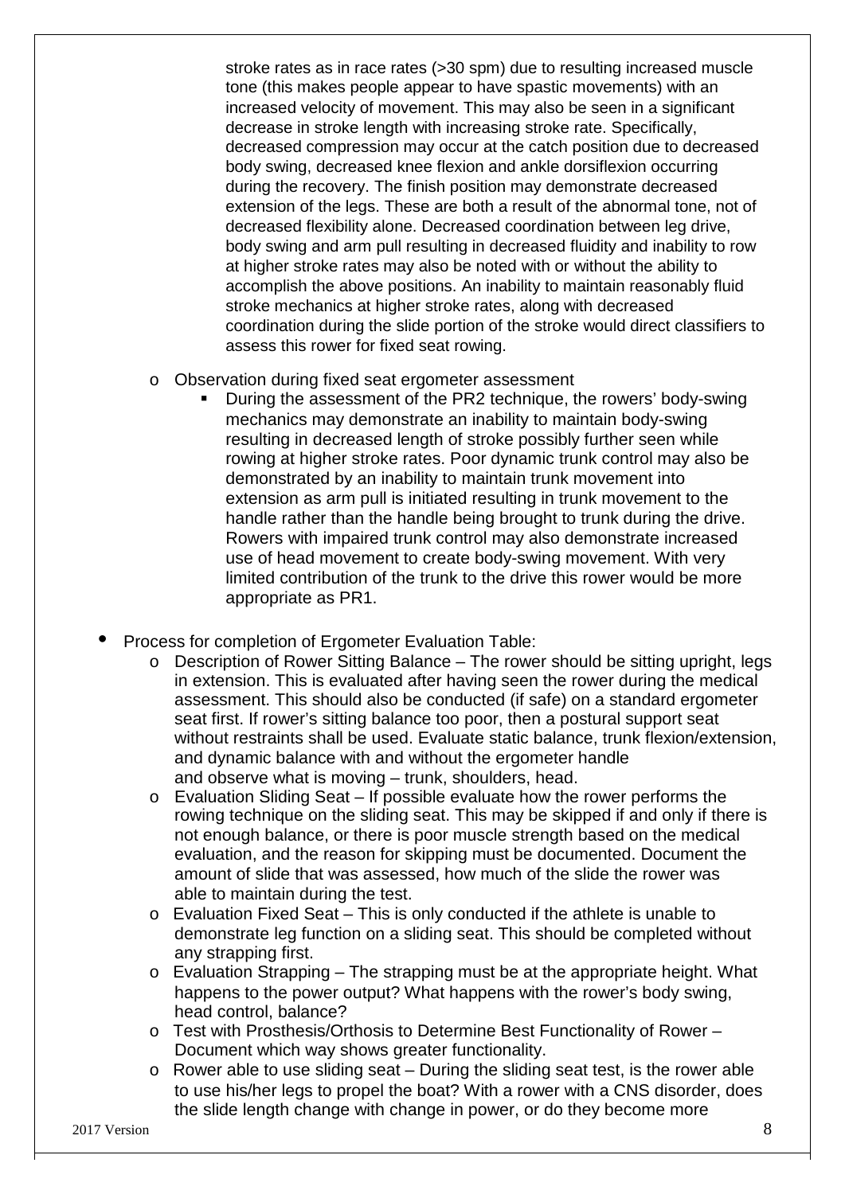stroke rates as in race rates (>30 spm) due to resulting increased muscle tone (this makes people appear to have spastic movements) with an increased velocity of movement. This may also be seen in a significant decrease in stroke length with increasing stroke rate. Specifically, decreased compression may occur at the catch position due to decreased body swing, decreased knee flexion and ankle dorsiflexion occurring during the recovery. The finish position may demonstrate decreased extension of the legs. These are both a result of the abnormal tone, not of decreased flexibility alone. Decreased coordination between leg drive, body swing and arm pull resulting in decreased fluidity and inability to row at higher stroke rates may also be noted with or without the ability to accomplish the above positions. An inability to maintain reasonably fluid stroke mechanics at higher stroke rates, along with decreased coordination during the slide portion of the stroke would direct classifiers to assess this rower for fixed seat rowing.

- Observation during fixed seat ergometer assessment
  - During the assessment of the PR2 technique, the rowers' body-swing mechanics may demonstrate an inability to maintain body-swing resulting in decreased length of stroke possibly further seen while rowing at higher stroke rates. Poor dynamic trunk control may also be demonstrated by an inability to maintain trunk movement into extension as arm pull is initiated resulting in trunk movement to the handle rather than the handle being brought to trunk during the drive. Rowers with impaired trunk control may also demonstrate increased use of head movement to create body-swing movement. With very limited contribution of the trunk to the drive this rower would be more appropriate as PR1.

- Process for completion of Ergometer Evaluation Table:
  - Description of Rower Sitting Balance – The rower should be sitting upright, legs in extension. This is evaluated after having seen the rower during the medical assessment. This should also be conducted (if safe) on a standard ergometer seat first. If rower's sitting balance too poor, then a postural support seat without restraints shall be used. Evaluate static balance, trunk flexion/extension, and dynamic balance with and without the ergometer handle and observe what is moving – trunk, shoulders, head.
  - Evaluation Sliding Seat – If possible evaluate how the rower performs the rowing technique on the sliding seat. This may be skipped if and only if there is not enough balance, or there is poor muscle strength based on the medical evaluation, and the reason for skipping must be documented. Document the amount of slide that was assessed, how much of the slide the rower was able to maintain during the test.
  - Evaluation Fixed Seat – This is only conducted if the athlete is unable to demonstrate leg function on a sliding seat. This should be completed without any strapping first.
  - Evaluation Strapping – The strapping must be at the appropriate height. What happens to the power output? What happens with the rower's body swing, head control, balance?
  - Test with Prosthesis/Orthosis to Determine Best Functionality of Rower – Document which way shows greater functionality.
  - Rower able to use sliding seat – During the sliding seat test, is the rower able to use his/her legs to propel the boat? With a rower with a CNS disorder, does the slide length change with change in power, or do they become more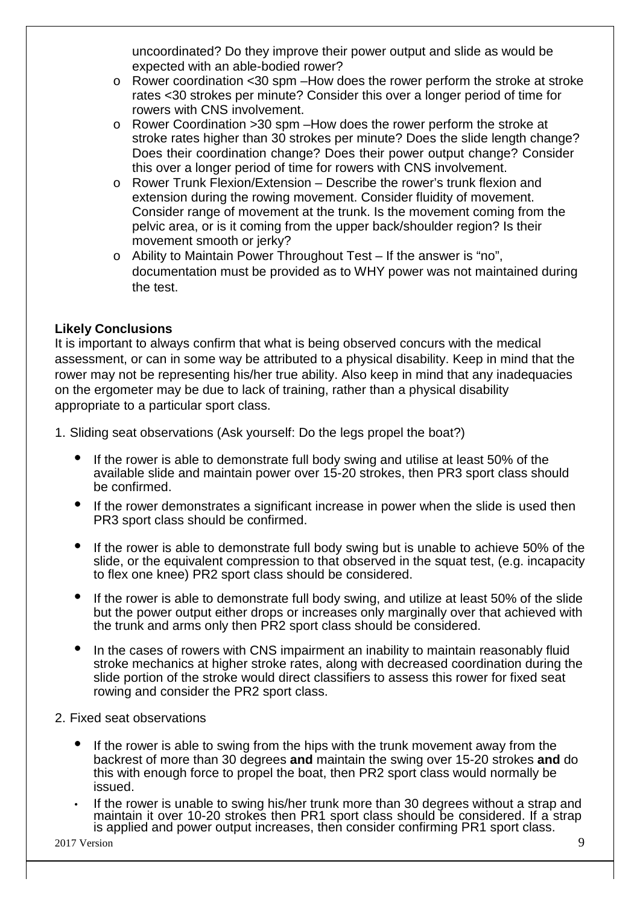uncoordinated? Do they improve their power output and slide as would be expected with an able-bodied rower?

  - Rower coordination <30 spm –How does the rower perform the stroke at stroke rates <30 strokes per minute? Consider this over a longer period of time for rowers with CNS involvement.
  - Rower Coordination >30 spm –How does the rower perform the stroke at stroke rates higher than 30 strokes per minute? Does the slide length change? Does their coordination change? Does their power output change? Consider this over a longer period of time for rowers with CNS involvement.
  - Rower Trunk Flexion/Extension – Describe the rower's trunk flexion and extension during the rowing movement. Consider fluidity of movement. Consider range of movement at the trunk. Is the movement coming from the pelvic area, or is it coming from the upper back/shoulder region? Is their movement smooth or jerky?
  - Ability to Maintain Power Throughout Test – If the answer is "no", documentation must be provided as to WHY power was not maintained during the test.

**Likely Conclusions**

It is important to always confirm that what is being observed concurs with the medical assessment, or can in some way be attributed to a physical disability. Keep in mind that the rower may not be representing his/her true ability. Also keep in mind that any inadequacies on the ergometer may be due to lack of training, rather than a physical disability appropriate to a particular sport class.

1. Sliding seat observations (Ask yourself: Do the legs propel the boat?)

- If the rower is able to demonstrate full body swing and utilise at least 50% of the available slide and maintain power over 15-20 strokes, then PR3 sport class should be confirmed.
- If the rower demonstrates a significant increase in power when the slide is used then PR3 sport class should be confirmed.
- If the rower is able to demonstrate full body swing but is unable to achieve 50% of the slide, or the equivalent compression to that observed in the squat test, (e.g. incapacity to flex one knee) PR2 sport class should be considered.
- If the rower is able to demonstrate full body swing, and utilize at least 50% of the slide but the power output either drops or increases only marginally over that achieved with the trunk and arms only then PR2 sport class should be considered.
- In the cases of rowers with CNS impairment an inability to maintain reasonably fluid stroke mechanics at higher stroke rates, along with decreased coordination during the slide portion of the stroke would direct classifiers to assess this rower for fixed seat rowing and consider the PR2 sport class.

2. Fixed seat observations

- If the rower is able to swing from the hips with the trunk movement away from the backrest of more than 30 degrees **and** maintain the swing over 15-20 strokes **and** do this with enough force to propel the boat, then PR2 sport class would normally be issued.
- If the rower is unable to swing his/her trunk more than 30 degrees without a strap and maintain it over 10-20 strokes then PR1 sport class should be considered. If a strap is applied and power output increases, then consider confirming PR1 sport class.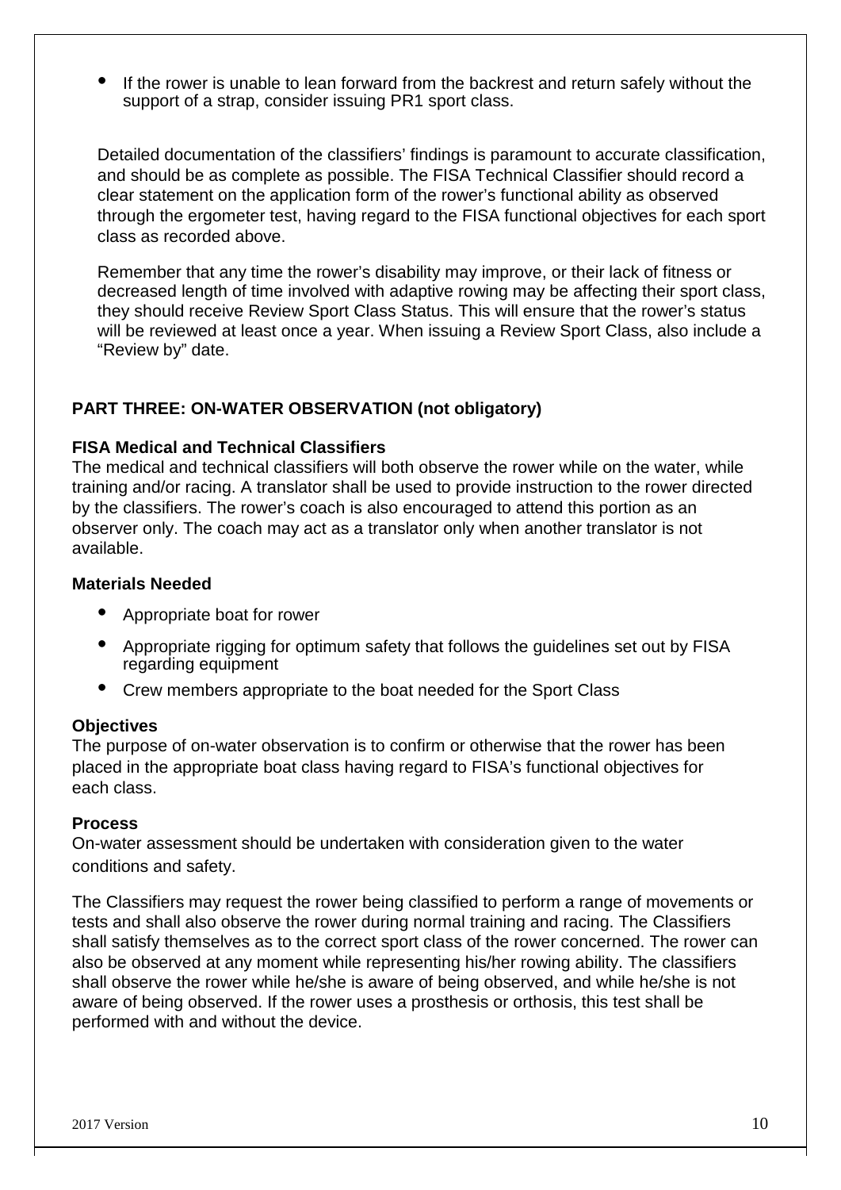- If the rower is unable to lean forward from the backrest and return safely without the support of a strap, consider issuing PR1 sport class.

Detailed documentation of the classifiers' findings is paramount to accurate classification, and should be as complete as possible. The FISA Technical Classifier should record a clear statement on the application form of the rower's functional ability as observed through the ergometer test, having regard to the FISA functional objectives for each sport class as recorded above.

Remember that any time the rower's disability may improve, or their lack of fitness or decreased length of time involved with adaptive rowing may be affecting their sport class, they should receive Review Sport Class Status. This will ensure that the rower's status will be reviewed at least once a year. When issuing a Review Sport Class, also include a "Review by" date.

## PART THREE: ON-WATER OBSERVATION (not obligatory)

**FISA Medical and Technical Classifiers**

The medical and technical classifiers will both observe the rower while on the water, while training and/or racing. A translator shall be used to provide instruction to the rower directed by the classifiers. The rower's coach is also encouraged to attend this portion as an observer only. The coach may act as a translator only when another translator is not available.

**Materials Needed**

- Appropriate boat for rower
- Appropriate rigging for optimum safety that follows the guidelines set out by FISA regarding equipment
- Crew members appropriate to the boat needed for the Sport Class

**Objectives**

The purpose of on-water observation is to confirm or otherwise that the rower has been placed in the appropriate boat class having regard to FISA's functional objectives for each class.

**Process**

On-water assessment should be undertaken with consideration given to the water conditions and safety.

The Classifiers may request the rower being classified to perform a range of movements or tests and shall also observe the rower during normal training and racing. The Classifiers shall satisfy themselves as to the correct sport class of the rower concerned. The rower can also be observed at any moment while representing his/her rowing ability. The classifiers shall observe the rower while he/she is aware of being observed, and while he/she is not aware of being observed. If the rower uses a prosthesis or orthosis, this test shall be performed with and without the device.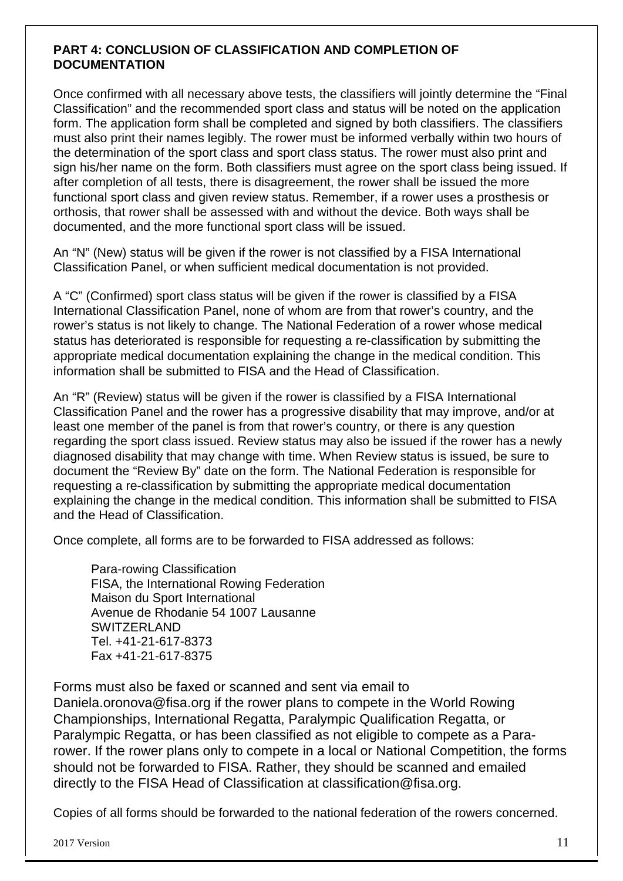**PART 4: CONCLUSION OF CLASSIFICATION AND COMPLETION OF DOCUMENTATION**

Once confirmed with all necessary above tests, the classifiers will jointly determine the "Final Classification" and the recommended sport class and status will be noted on the application form. The application form shall be completed and signed by both classifiers. The classifiers must also print their names legibly. The rower must be informed verbally within two hours of the determination of the sport class and sport class status. The rower must also print and sign his/her name on the form. Both classifiers must agree on the sport class being issued. If after completion of all tests, there is disagreement, the rower shall be issued the more functional sport class and given review status. Remember, if a rower uses a prosthesis or orthosis, that rower shall be assessed with and without the device. Both ways shall be documented, and the more functional sport class will be issued.

An "N" (New) status will be given if the rower is not classified by a FISA International Classification Panel, or when sufficient medical documentation is not provided.

A "C" (Confirmed) sport class status will be given if the rower is classified by a FISA International Classification Panel, none of whom are from that rower's country, and the rower's status is not likely to change. The National Federation of a rower whose medical status has deteriorated is responsible for requesting a re-classification by submitting the appropriate medical documentation explaining the change in the medical condition. This information shall be submitted to FISA and the Head of Classification.

An "R" (Review) status will be given if the rower is classified by a FISA International Classification Panel and the rower has a progressive disability that may improve, and/or at least one member of the panel is from that rower's country, or there is any question regarding the sport class issued. Review status may also be issued if the rower has a newly diagnosed disability that may change with time. When Review status is issued, be sure to document the "Review By" date on the form. The National Federation is responsible for requesting a re-classification by submitting the appropriate medical documentation explaining the change in the medical condition. This information shall be submitted to FISA and the Head of Classification.

Once complete, all forms are to be forwarded to FISA addressed as follows:

> Para-rowing Classification
> FISA, the International Rowing Federation
> Maison du Sport International
> Avenue de Rhodanie 54 1007 Lausanne
> SWITZERLAND
> Tel. +41-21-617-8373
> Fax +41-21-617-8375

Forms must also be faxed or scanned and sent via email to Daniela.oronova@fisa.org if the rower plans to compete in the World Rowing Championships, International Regatta, Paralympic Qualification Regatta, or Paralympic Regatta, or has been classified as not eligible to compete as a Para-rower. If the rower plans only to compete in a local or National Competition, the forms should not be forwarded to FISA. Rather, they should be scanned and emailed directly to the FISA Head of Classification at classification@fisa.org.

Copies of all forms should be forwarded to the national federation of the rowers concerned.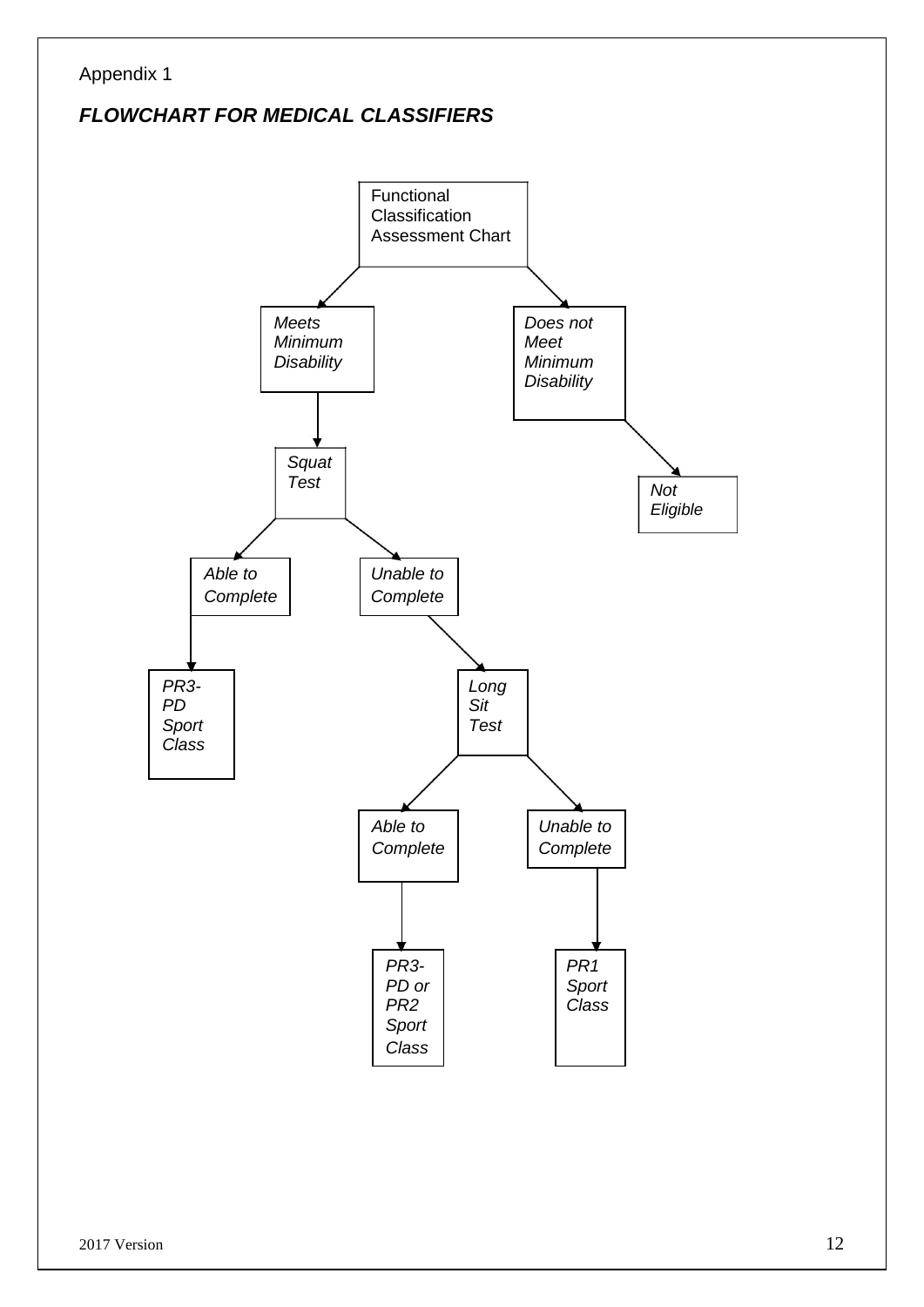Appendix 1

## *FLOWCHART FOR MEDICAL CLASSIFIERS*

- Functional Classification Assessment Chart
  - *Meets Minimum Disability*
    - *Squat Test*
      - *Able to Complete*
        - *PR3-PD Sport Class*
      - *Unable to Complete*
        - *Long Sit Test*
          - *Able to Complete*
            - *PR3-PD or PR2 Sport Class*
          - *Unable to Complete*
            - *PR1 Sport Class*
  - *Does not Meet Minimum Disability*
    - *Not Eligible*

2017 Version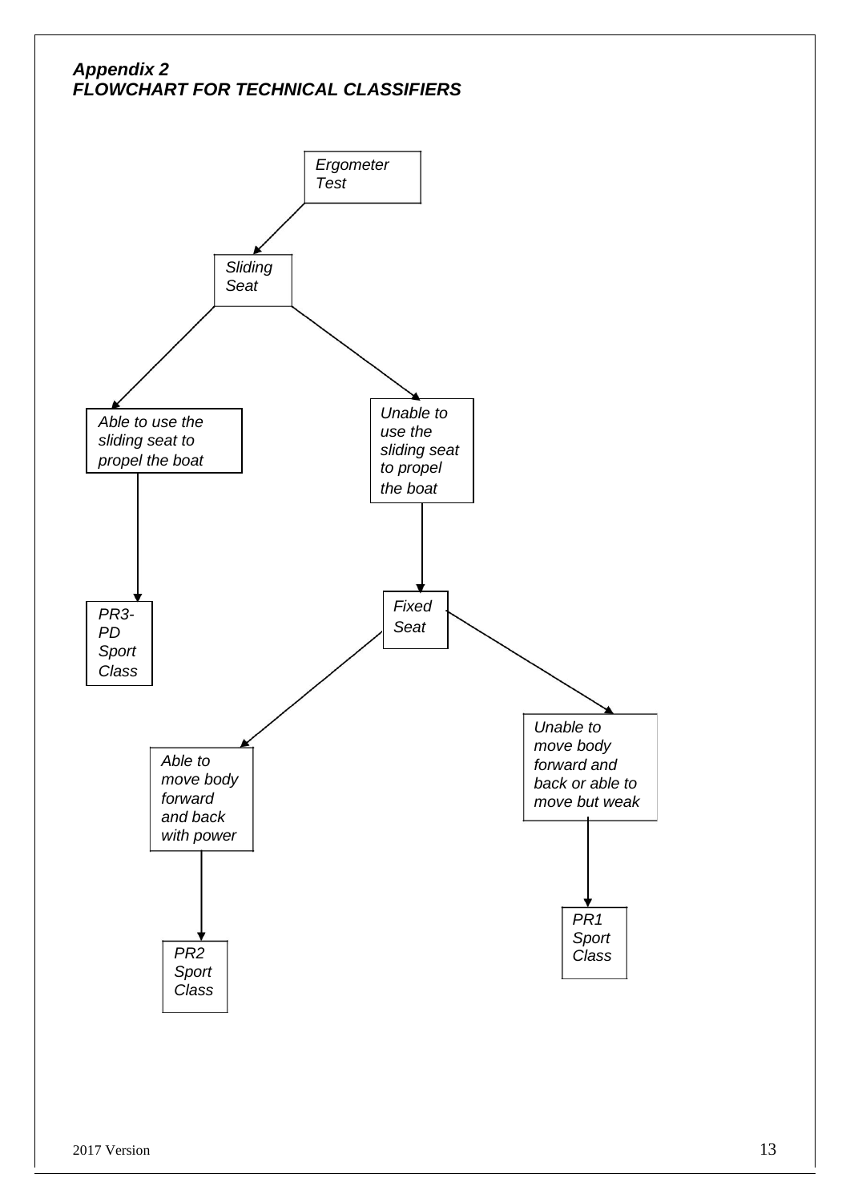***Appendix 2***
***FLOWCHART FOR TECHNICAL CLASSIFIERS***

- *Ergometer Test*
  - *Sliding Seat*
    - *Able to use the sliding seat to propel the boat*
      - *PR3-PD Sport Class*
    - *Unable to use the sliding seat to propel the boat*
      - *Fixed Seat*
        - *Able to move body forward and back with power*
          - *PR2 Sport Class*
        - *Unable to move body forward and back or able to move but weak*
          - *PR1 Sport Class*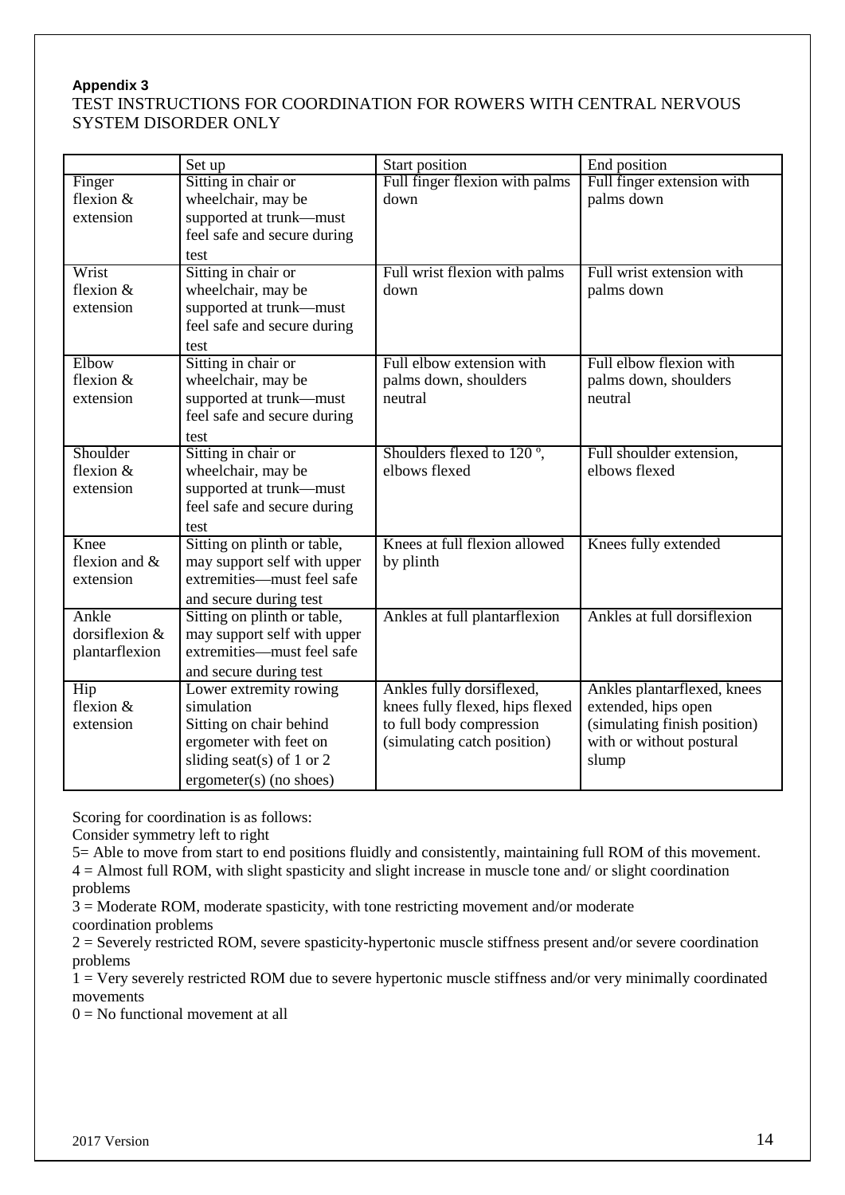**Appendix 3**

TEST INSTRUCTIONS FOR COORDINATION FOR ROWERS WITH CENTRAL NERVOUS SYSTEM DISORDER ONLY

| | Set up | Start position | End position |
|---|---|---|---|
| Finger flexion & extension | Sitting in chair or wheelchair, may be supported at trunk—must feel safe and secure during test | Full finger flexion with palms down | Full finger extension with palms down |
| Wrist flexion & extension | Sitting in chair or wheelchair, may be supported at trunk—must feel safe and secure during test | Full wrist flexion with palms down | Full wrist extension with palms down |
| Elbow flexion & extension | Sitting in chair or wheelchair, may be supported at trunk—must feel safe and secure during test | Full elbow extension with palms down, shoulders neutral | Full elbow flexion with palms down, shoulders neutral |
| Shoulder flexion & extension | Sitting in chair or wheelchair, may be supported at trunk—must feel safe and secure during test | Shoulders flexed to 120 º, elbows flexed | Full shoulder extension, elbows flexed |
| Knee flexion and & extension | Sitting on plinth or table, may support self with upper extremities—must feel safe and secure during test | Knees at full flexion allowed by plinth | Knees fully extended |
| Ankle dorsiflexion & plantarflexion | Sitting on plinth or table, may support self with upper extremities—must feel safe and secure during test | Ankles at full plantarflexion | Ankles at full dorsiflexion |
| Hip flexion & extension | Lower extremity rowing simulation Sitting on chair behind ergometer with feet on sliding seat(s) of 1 or 2 ergometer(s) (no shoes) | Ankles fully dorsiflexed, knees fully flexed, hips flexed to full body compression (simulating catch position) | Ankles plantarflexed, knees extended, hips open (simulating finish position) with or without postural slump |

Scoring for coordination is as follows:

Consider symmetry left to right

5= Able to move from start to end positions fluidly and consistently, maintaining full ROM of this movement.

4 = Almost full ROM, with slight spasticity and slight increase in muscle tone and/ or slight coordination problems

3 = Moderate ROM, moderate spasticity, with tone restricting movement and/or moderate coordination problems

2 = Severely restricted ROM, severe spasticity-hypertonic muscle stiffness present and/or severe coordination problems

1 = Very severely restricted ROM due to severe hypertonic muscle stiffness and/or very minimally coordinated movements

0 = No functional movement at all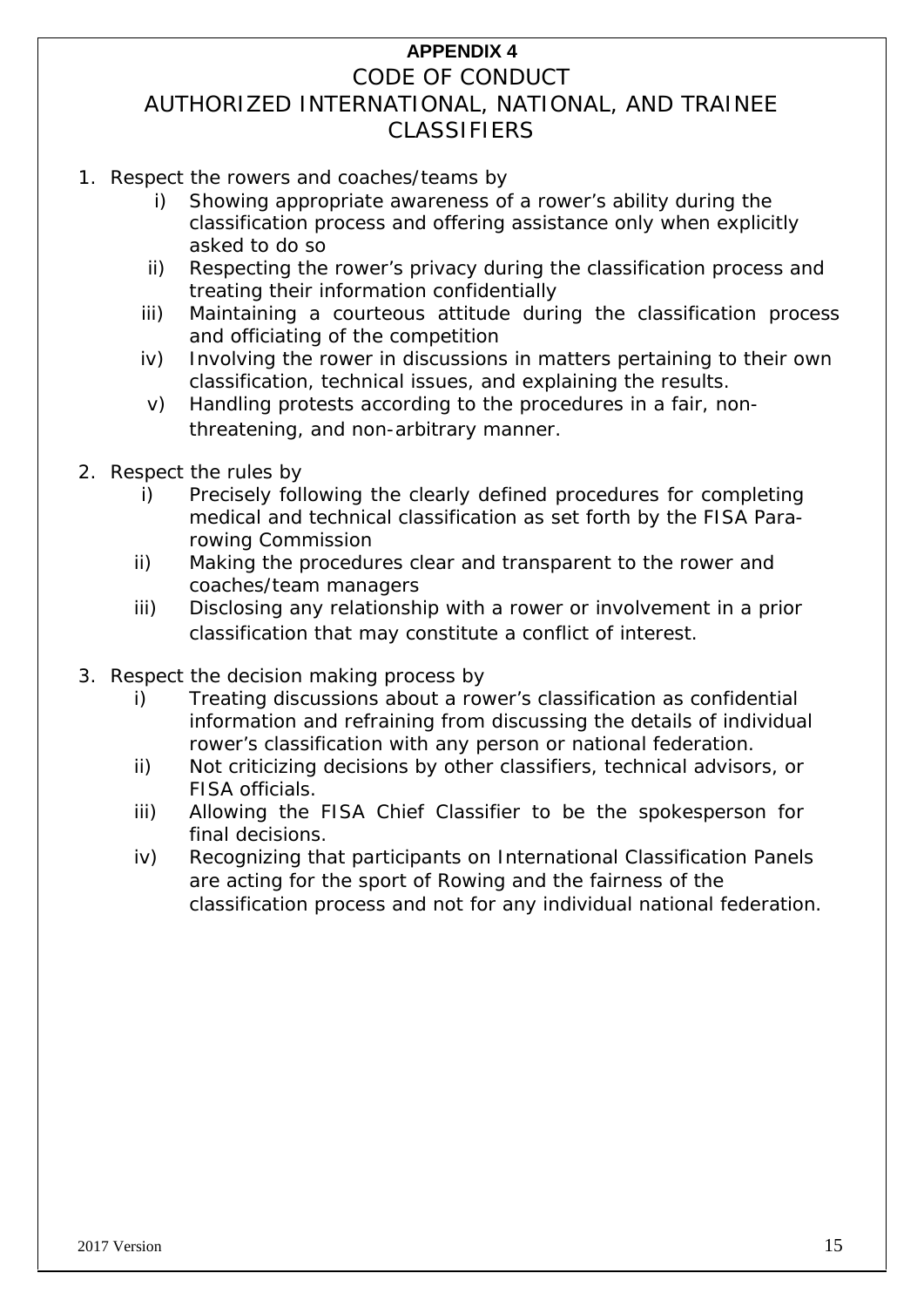**APPENDIX 4**

# CODE OF CONDUCT

## AUTHORIZED INTERNATIONAL, NATIONAL, AND TRAINEE CLASSIFIERS

1. Respect the rowers and coaches/teams by
   - i) Showing appropriate awareness of a rower's ability during the classification process and offering assistance only when explicitly asked to do so
   - ii) Respecting the rower's privacy during the classification process and treating their information confidentially
   - iii) Maintaining a courteous attitude during the classification process and officiating of the competition
   - iv) Involving the rower in discussions in matters pertaining to their own classification, technical issues, and explaining the results.
   - v) Handling protests according to the procedures in a fair, non-threatening, and non-arbitrary manner.

2. Respect the rules by
   - i) Precisely following the clearly defined procedures for completing medical and technical classification as set forth by the FISA Para-rowing Commission
   - ii) Making the procedures clear and transparent to the rower and coaches/team managers
   - iii) Disclosing any relationship with a rower or involvement in a prior classification that may constitute a conflict of interest.

3. Respect the decision making process by
   - i) Treating discussions about a rower's classification as confidential information and refraining from discussing the details of individual rower's classification with any person or national federation.
   - ii) Not criticizing decisions by other classifiers, technical advisors, or FISA officials.
   - iii) Allowing the FISA Chief Classifier to be the spokesperson for final decisions.
   - iv) Recognizing that participants on International Classification Panels are acting for the sport of Rowing and the fairness of the classification process and not for any individual national federation.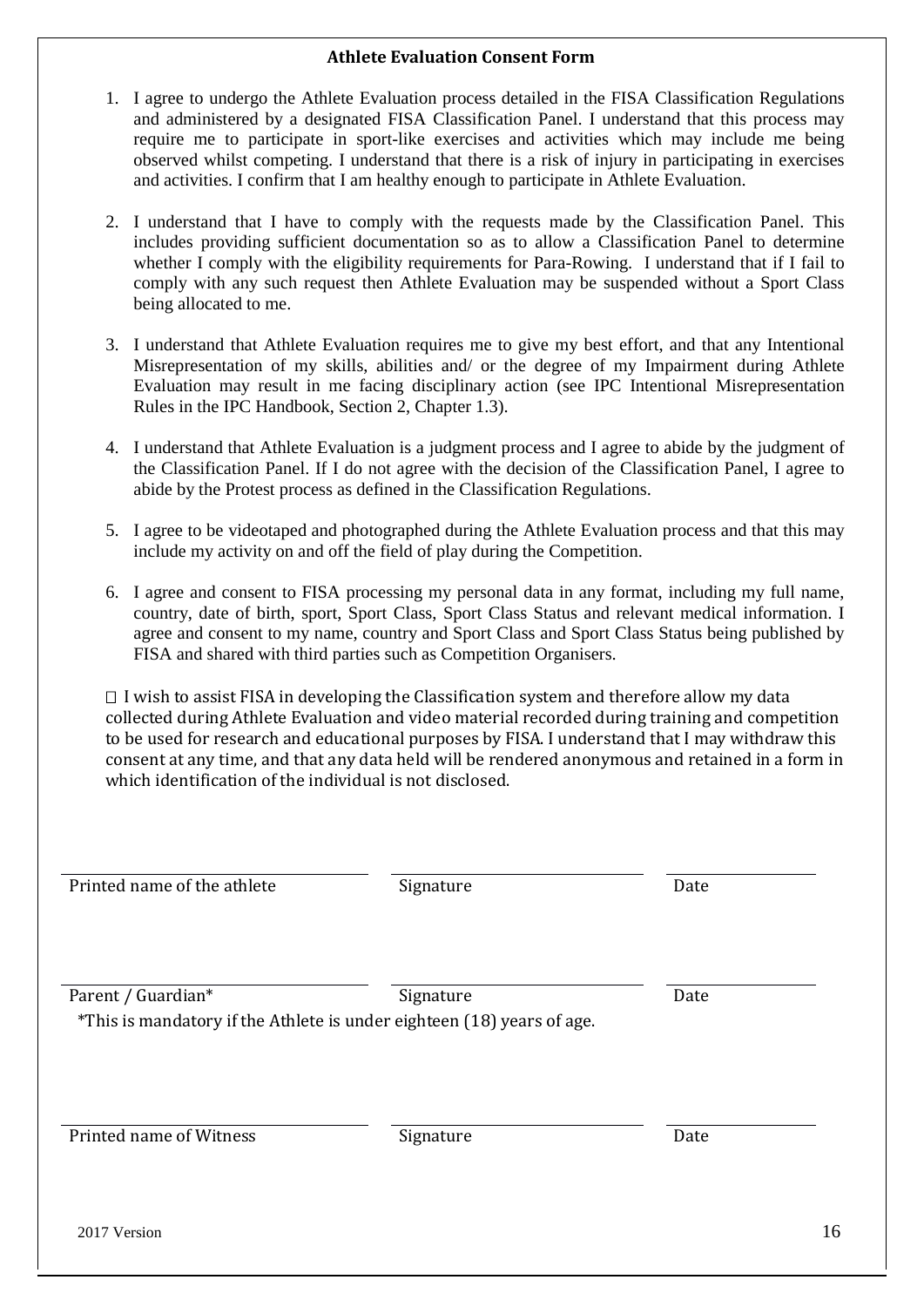**Athlete Evaluation Consent Form**

1. I agree to undergo the Athlete Evaluation process detailed in the FISA Classification Regulations and administered by a designated FISA Classification Panel. I understand that this process may require me to participate in sport-like exercises and activities which may include me being observed whilst competing. I understand that there is a risk of injury in participating in exercises and activities. I confirm that I am healthy enough to participate in Athlete Evaluation.

2. I understand that I have to comply with the requests made by the Classification Panel. This includes providing sufficient documentation so as to allow a Classification Panel to determine whether I comply with the eligibility requirements for Para-Rowing. I understand that if I fail to comply with any such request then Athlete Evaluation may be suspended without a Sport Class being allocated to me.

3. I understand that Athlete Evaluation requires me to give my best effort, and that any Intentional Misrepresentation of my skills, abilities and/ or the degree of my Impairment during Athlete Evaluation may result in me facing disciplinary action (see IPC Intentional Misrepresentation Rules in the IPC Handbook, Section 2, Chapter 1.3).

4. I understand that Athlete Evaluation is a judgment process and I agree to abide by the judgment of the Classification Panel. If I do not agree with the decision of the Classification Panel, I agree to abide by the Protest process as defined in the Classification Regulations.

5. I agree to be videotaped and photographed during the Athlete Evaluation process and that this may include my activity on and off the field of play during the Competition.

6. I agree and consent to FISA processing my personal data in any format, including my full name, country, date of birth, sport, Sport Class, Sport Class Status and relevant medical information. I agree and consent to my name, country and Sport Class and Sport Class Status being published by FISA and shared with third parties such as Competition Organisers.

☐ I wish to assist FISA in developing the Classification system and therefore allow my data collected during Athlete Evaluation and video material recorded during training and competition to be used for research and educational purposes by FISA. I understand that I may withdraw this consent at any time, and that any data held will be rendered anonymous and retained in a form in which identification of the individual is not disclosed.

| Printed name of the athlete | Signature | Date |
|---|---|---|

| Parent / Guardian* | Signature | Date |
|---|---|---|

*This is mandatory if the Athlete is under eighteen (18) years of age.

| Printed name of Witness | Signature | Date |
|---|---|---|

2017 Version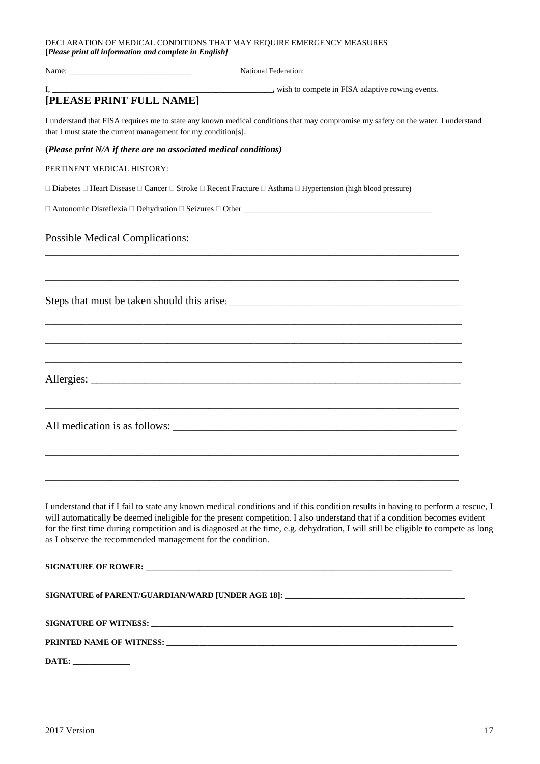DECLARATION OF MEDICAL CONDITIONS THAT MAY REQUIRE EMERGENCY MEASURES
**[*Please print all information and complete in English]***

Name: ______________________________ National Federation: ___________________________________

I, **_________________________________________________,** wish to compete in FISA adaptive rowing events.

## [PLEASE PRINT FULL NAME]

I understand that FISA requires me to state any known medical conditions that may compromise my safety on the water. I understand that I must state the current management for my condition[s].

**(*Please print N/A if there are no associated medical conditions)***

PERTINENT MEDICAL HISTORY:

☐ Diabetes ☐ Heart Disease ☐ Cancer ☐ Stroke ☐ Recent Fracture ☐ Asthma ☐ Hypertension (high blood pressure)

☐ Autonomic Disreflexia ☐ Dehydration ☐ Seizures ☐ Other _______________________________________________

Possible Medical Complications:
___________________________________________________________________________________

___________________________________________________________________________________

Steps that must be taken should this arise: _____________________________________________

___________________________________________________________________________________

___________________________________________________________________________________

___________________________________________________________________________________

Allergies: _________________________________________________________________________

___________________________________________________________________________________

All medication is as follows: ______________________________________________________

___________________________________________________________________________________

___________________________________________________________________________________

I understand that if I fail to state any known medical conditions and if this condition results in having to perform a rescue, I will automatically be deemed ineligible for the present competition. I also understand that if a condition becomes evident for the first time during competition and is diagnosed at the time, e.g. dehydration, I will still be eligible to compete as long as I observe the recommended management for the condition.

**SIGNATURE OF ROWER: ___________________________________________________________________________**

**SIGNATURE of PARENT/GUARDIAN/WARD [UNDER AGE 18]: ____________________________________________**

**SIGNATURE OF WITNESS: ________________________________________________________________________**

**PRINTED NAME OF WITNESS: _____________________________________________________________________**

**DATE: ______________**

2017 Version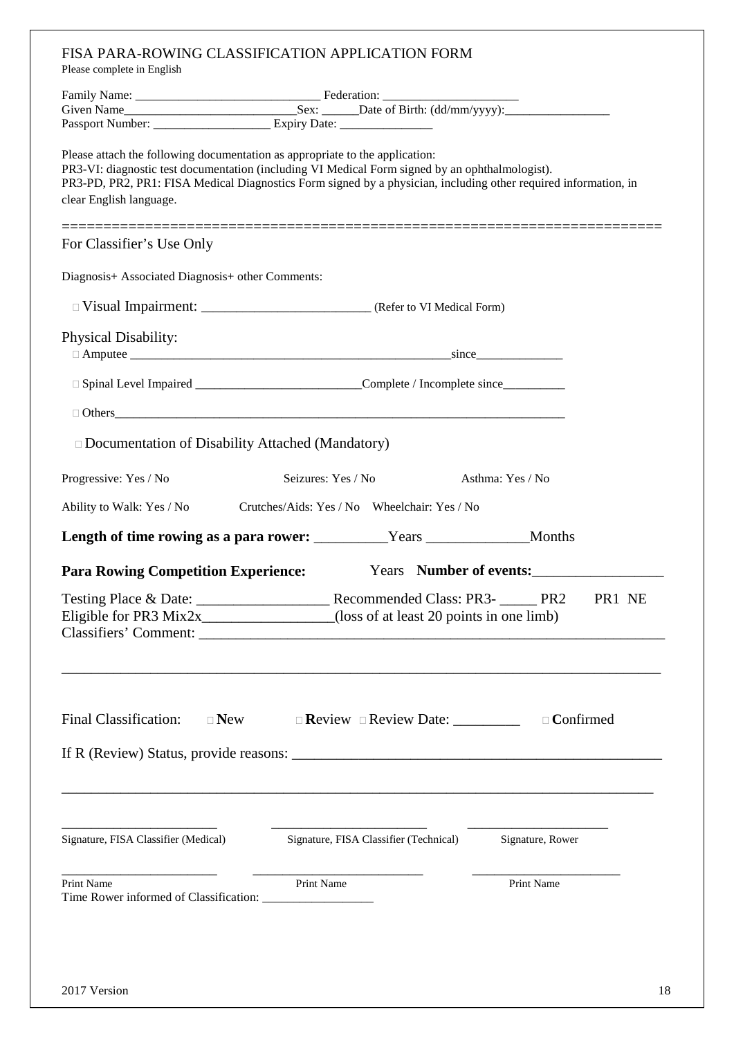# FISA PARA-ROWING CLASSIFICATION APPLICATION FORM

Please complete in English

Family Name: _____________________________ Federation: _____________________

Given Name___________________________Sex: ______Date of Birth: (dd/mm/yyyy):________________

Passport Number: ___________________ Expiry Date: ______________

Please attach the following documentation as appropriate to the application:
PR3-VI: diagnostic test documentation (including VI Medical Form signed by an ophthalmologist).
PR3-PD, PR2, PR1: FISA Medical Diagnostics Form signed by a physician, including other required information, in clear English language.

======================================================================

## For Classifier's Use Only

Diagnosis+ Associated Diagnosis+ other Comments:

□ Visual Impairment: _________________________ (Refer to VI Medical Form)

Physical Disability:

□ Amputee ___________________________________________________since______________

□ Spinal Level Impaired ___________________________Complete / Incomplete since__________

□ Others__________________________________________________________________________

□ Documentation of Disability Attached (Mandatory)

Progressive: Yes / No Seizures: Yes / No Asthma: Yes / No

Ability to Walk: Yes / No Crutches/Aids: Yes / No Wheelchair: Yes / No

**Length of time rowing as a para rower:** __________Years ______________Months

**Para Rowing Competition Experience:** Years **Number of events:**_________________

Testing Place & Date: _________________ Recommended Class: PR3- _____ PR2 PR1 NE
Eligible for PR3 Mix2x_________________(loss of at least 20 points in one limb)
Classifiers' Comment: ______________________________________________________________

_____________________________________________________________________________________

Final Classification: □ **N**ew □ **R**eview □ Review Date: _________ □ **C**onfirmed

If R (Review) Status, provide reasons: ____________________________________________________

_____________________________________________________________________________________

_______________________ _______________________ ____________________
Signature, FISA Classifier (Medical) Signature, FISA Classifier (Technical) Signature, Rower

_______________________ _________________________ ______________________
Print Name Print Name Print Name

Time Rower informed of Classification: __________________

2017 Version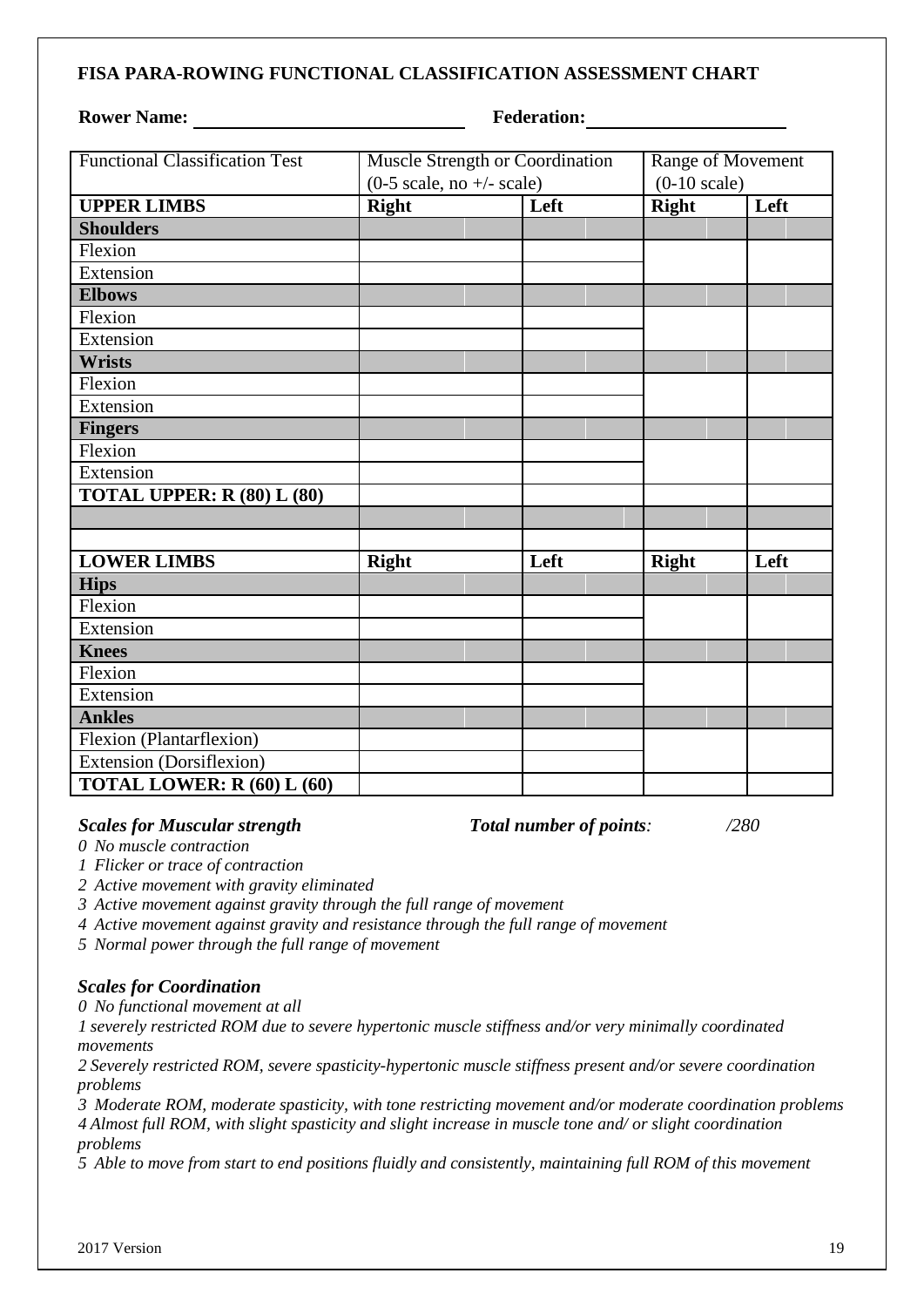**FISA PARA-ROWING FUNCTIONAL CLASSIFICATION ASSESSMENT CHART**

**Rower Name:** ____________________ **Federation:** ____________________

| Functional Classification Test | Muscle Strength or Coordination (0-5 scale, no +/- scale) | | Range of Movement (0-10 scale) | |
|---|---|---|---|---|
| **UPPER LIMBS** | **Right** | **Left** | **Right** | **Left** |
| **Shoulders** | | | | |
| Flexion | | | | |
| Extension | | | | |
| **Elbows** | | | | |
| Flexion | | | | |
| Extension | | | | |
| **Wrists** | | | | |
| Flexion | | | | |
| Extension | | | | |
| **Fingers** | | | | |
| Flexion | | | | |
| Extension | | | | |
| **TOTAL UPPER: R (80) L (80)** | | | | |
| | | | | |
| | | | | |
| **LOWER LIMBS** | **Right** | **Left** | **Right** | **Left** |
| **Hips** | | | | |
| Flexion | | | | |
| Extension | | | | |
| **Knees** | | | | |
| Flexion | | | | |
| Extension | | | | |
| **Ankles** | | | | |
| Flexion (Plantarflexion) | | | | |
| Extension (Dorsiflexion) | | | | |
| **TOTAL LOWER: R (60) L (60)** | | | | |

***Scales for Muscular strength*** ***Total number of points:*** */280*

*0 No muscle contraction*

*1 Flicker or trace of contraction*

*2 Active movement with gravity eliminated*

*3 Active movement against gravity through the full range of movement*

*4 Active movement against gravity and resistance through the full range of movement*

*5 Normal power through the full range of movement*

***Scales for Coordination***

*0 No functional movement at all*

*1 severely restricted ROM due to severe hypertonic muscle stiffness and/or very minimally coordinated movements*

*2 Severely restricted ROM, severe spasticity-hypertonic muscle stiffness present and/or severe coordination problems*

*3 Moderate ROM, moderate spasticity, with tone restricting movement and/or moderate coordination problems*

*4 Almost full ROM, with slight spasticity and slight increase in muscle tone and/ or slight coordination problems*

*5 Able to move from start to end positions fluidly and consistently, maintaining full ROM of this movement*

2017 Version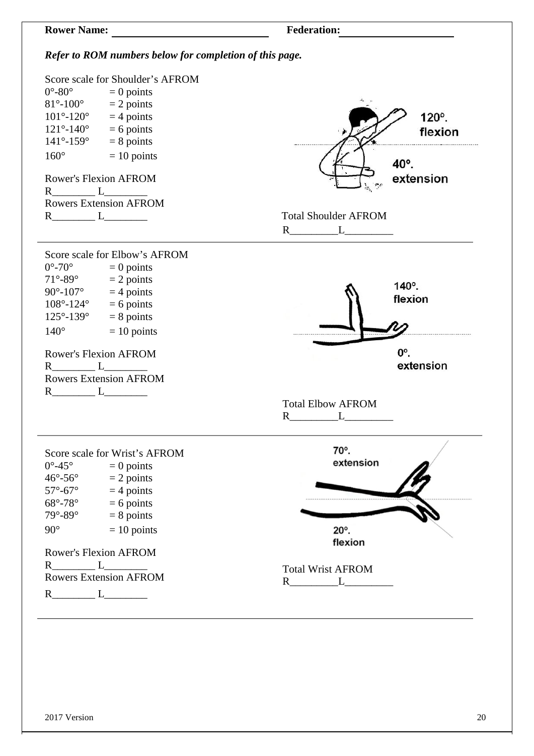**Rower Name:** ____________________ **Federation:** ____________________

***Refer to ROM numbers below for completion of this page.***

Score scale for Shoulder's AFROM

| | |
|---|---|
| 0°-80° | = 0 points |
| 81°-100° | = 2 points |
| 101°-120° | = 4 points |
| 121°-140° | = 6 points |
| 141°-159° | = 8 points |
| 160° | = 10 points |

120°. flexion

40°. extension

Rower's Flexion AFROM
R________ L________

Rowers Extension AFROM
R________ L________

Total Shoulder AFROM
R_________L_________

---

Score scale for Elbow's AFROM

| | |
|---|---|
| 0°-70° | = 0 points |
| 71°-89° | = 2 points |
| 90°-107° | = 4 points |
| 108°-124° | = 6 points |
| 125°-139° | = 8 points |
| 140° | = 10 points |

140°. flexion

0°. extension

Rower's Flexion AFROM
R________ L________

Rowers Extension AFROM
R________ L________

Total Elbow AFROM
R_________L_________

---

Score scale for Wrist's AFROM

| | |
|---|---|
| 0°-45° | = 0 points |
| 46°-56° | = 2 points |
| 57°-67° | = 4 points |
| 68°-78° | = 6 points |
| 79°-89° | = 8 points |
| 90° | = 10 points |

70°. extension

20°. flexion

Rower's Flexion AFROM
R________ L________

Rowers Extension AFROM
R________ L________

Total Wrist AFROM
R_________L_________

2017 Version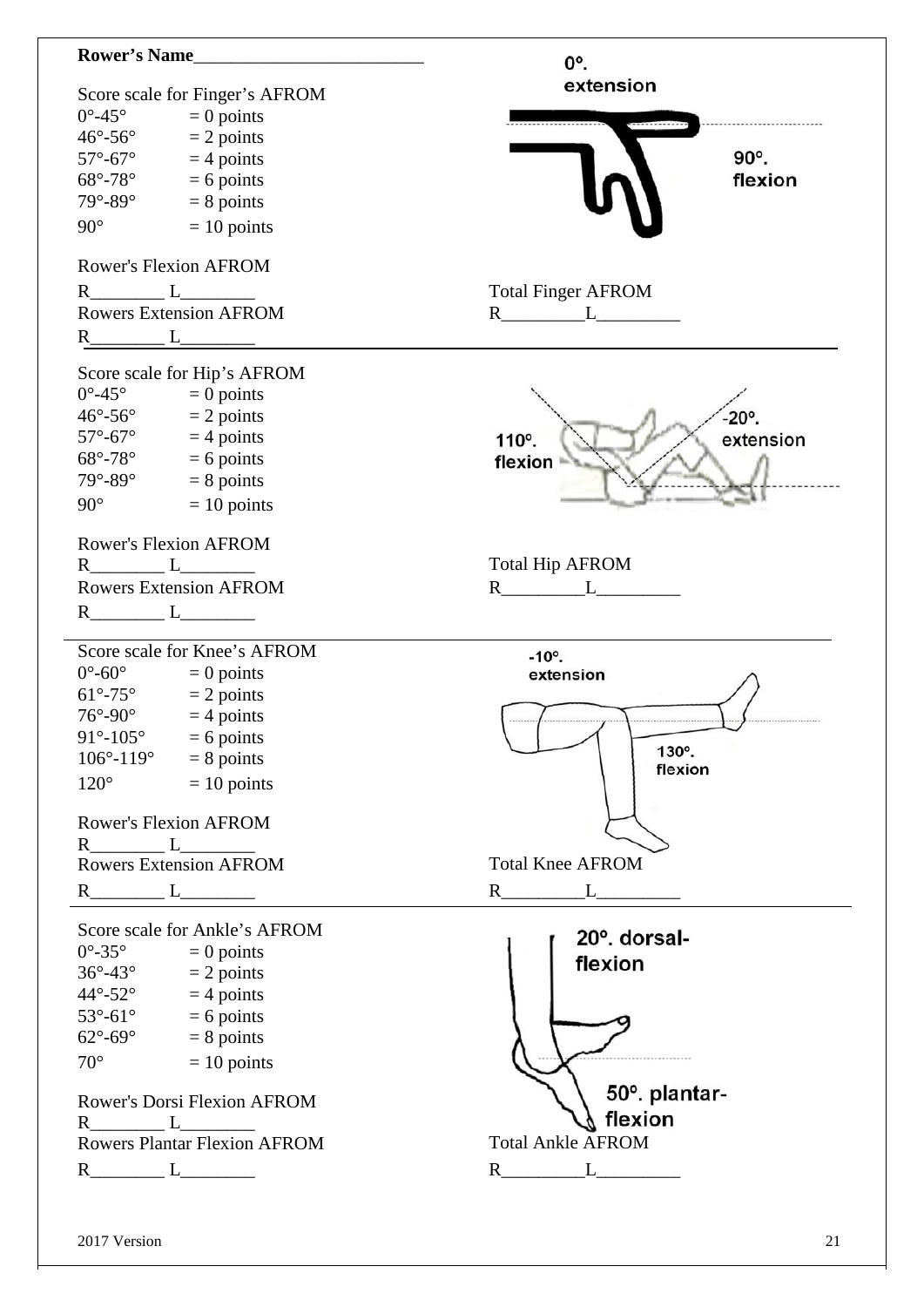**Rower's Name**_________________________

Score scale for Finger's AFROM

| | |
|---|---|
| 0°-45° | = 0 points |
| 46°-56° | = 2 points |
| 57°-67° | = 4 points |
| 68°-78° | = 6 points |
| 79°-89° | = 8 points |
| 90° | = 10 points |

0°. extension

90°. flexion

Rower's Flexion AFROM

R________ L________

Rowers Extension AFROM

R________ L________

Total Finger AFROM

R_________L_________

---

Score scale for Hip's AFROM

| | |
|---|---|
| 0°-45° | = 0 points |
| 46°-56° | = 2 points |
| 57°-67° | = 4 points |
| 68°-78° | = 6 points |
| 79°-89° | = 8 points |
| 90° | = 10 points |

110°. flexion

-20°. extension

Rower's Flexion AFROM

R________ L________

Rowers Extension AFROM

R________ L________

Total Hip AFROM

R_________L_________

---

Score scale for Knee's AFROM

| | |
|---|---|
| 0°-60° | = 0 points |
| 61°-75° | = 2 points |
| 76°-90° | = 4 points |
| 91°-105° | = 6 points |
| 106°-119° | = 8 points |
| 120° | = 10 points |

-10°. extension

130°. flexion

Rower's Flexion AFROM

R________ L________

Rowers Extension AFROM

R________ L________

Total Knee AFROM

R_________L_________

---

Score scale for Ankle's AFROM

| | |
|---|---|
| 0°-35° | = 0 points |
| 36°-43° | = 2 points |
| 44°-52° | = 4 points |
| 53°-61° | = 6 points |
| 62°-69° | = 8 points |
| 70° | = 10 points |

20°. dorsal-flexion

50°. plantar-flexion

Rower's Dorsi Flexion AFROM

R________ L________

Rowers Plantar Flexion AFROM

R________ L________

Total Ankle AFROM

R_________L_________

2017 Version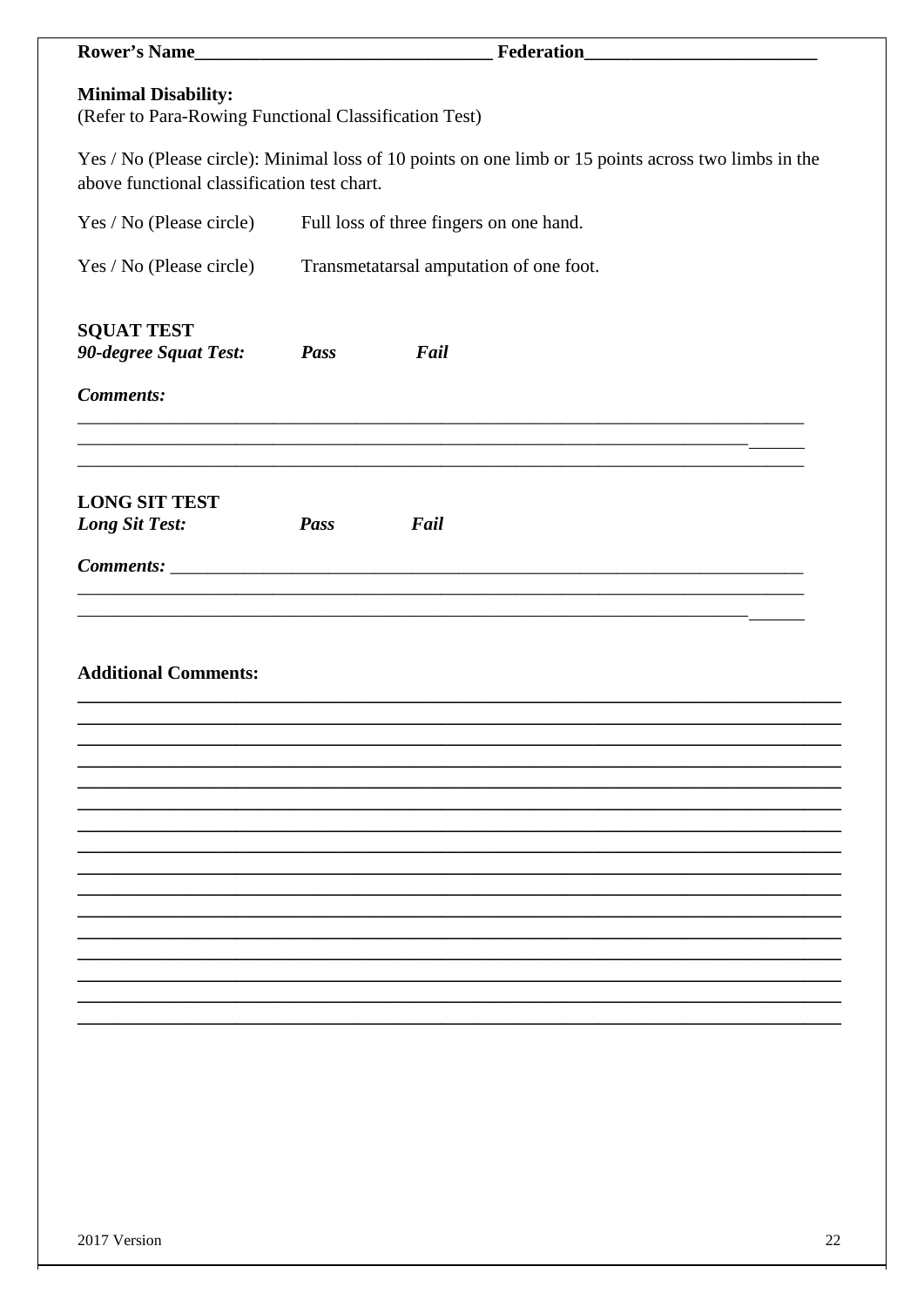**Rower's Name**\_\_\_\_\_\_\_\_\_\_\_\_\_\_\_\_\_\_\_\_\_\_\_\_\_\_\_\_\_\_\_ **Federation**\_\_\_\_\_\_\_\_\_\_\_\_\_\_\_\_\_\_\_\_\_\_\_\_\_

**Minimal Disability:**
(Refer to Para-Rowing Functional Classification Test)

Yes / No (Please circle): Minimal loss of 10 points on one limb or 15 points across two limbs in the above functional classification test chart.

Yes / No (Please circle) Full loss of three fingers on one hand.

Yes / No (Please circle) Transmetatarsal amputation of one foot.

**SQUAT TEST**
***90-degree Squat Test:*** ***Pass*** ***Fail***

***Comments:***

\_\_\_\_\_\_\_\_\_\_\_\_\_\_\_\_\_\_\_\_\_\_\_\_\_\_\_\_\_\_\_\_\_\_\_\_\_\_\_\_\_\_\_\_\_\_\_\_\_\_\_\_\_\_\_\_\_\_\_\_\_\_\_\_\_\_\_\_\_\_\_\_\_\_\_\_
\_\_\_\_\_\_\_\_\_\_\_\_\_\_\_\_\_\_\_\_\_\_\_\_\_\_\_\_\_\_\_\_\_\_\_\_\_\_\_\_\_\_\_\_\_\_\_\_\_\_\_\_\_\_\_\_\_\_\_\_\_\_\_\_\_\_\_\_\_\_\_\_\_\_\_\_
\_\_\_\_\_\_\_\_\_\_\_\_\_\_\_\_\_\_\_\_\_\_\_\_\_\_\_\_\_\_\_\_\_\_\_\_\_\_\_\_\_\_\_\_\_\_\_\_\_\_\_\_\_\_\_\_\_\_\_\_\_\_\_\_\_\_\_\_\_\_\_\_\_\_\_\_

**LONG SIT TEST**
***Long Sit Test:*** ***Pass*** ***Fail***

***Comments:*** \_\_\_\_\_\_\_\_\_\_\_\_\_\_\_\_\_\_\_\_\_\_\_\_\_\_\_\_\_\_\_\_\_\_\_\_\_\_\_\_\_\_\_\_\_\_\_\_\_\_\_\_\_\_\_\_\_\_\_\_\_\_\_\_\_
\_\_\_\_\_\_\_\_\_\_\_\_\_\_\_\_\_\_\_\_\_\_\_\_\_\_\_\_\_\_\_\_\_\_\_\_\_\_\_\_\_\_\_\_\_\_\_\_\_\_\_\_\_\_\_\_\_\_\_\_\_\_\_\_\_\_\_\_\_\_\_\_\_\_\_\_
\_\_\_\_\_\_\_\_\_\_\_\_\_\_\_\_\_\_\_\_\_\_\_\_\_\_\_\_\_\_\_\_\_\_\_\_\_\_\_\_\_\_\_\_\_\_\_\_\_\_\_\_\_\_\_\_\_\_\_\_\_\_\_\_\_\_\_\_\_\_\_\_\_\_\_\_

**Additional Comments:**

\_\_\_\_\_\_\_\_\_\_\_\_\_\_\_\_\_\_\_\_\_\_\_\_\_\_\_\_\_\_\_\_\_\_\_\_\_\_\_\_\_\_\_\_\_\_\_\_\_\_\_\_\_\_\_\_\_\_\_\_\_\_\_\_\_\_\_\_\_\_\_\_\_\_\_\_
\_\_\_\_\_\_\_\_\_\_\_\_\_\_\_\_\_\_\_\_\_\_\_\_\_\_\_\_\_\_\_\_\_\_\_\_\_\_\_\_\_\_\_\_\_\_\_\_\_\_\_\_\_\_\_\_\_\_\_\_\_\_\_\_\_\_\_\_\_\_\_\_\_\_\_\_
\_\_\_\_\_\_\_\_\_\_\_\_\_\_\_\_\_\_\_\_\_\_\_\_\_\_\_\_\_\_\_\_\_\_\_\_\_\_\_\_\_\_\_\_\_\_\_\_\_\_\_\_\_\_\_\_\_\_\_\_\_\_\_\_\_\_\_\_\_\_\_\_\_\_\_\_
\_\_\_\_\_\_\_\_\_\_\_\_\_\_\_\_\_\_\_\_\_\_\_\_\_\_\_\_\_\_\_\_\_\_\_\_\_\_\_\_\_\_\_\_\_\_\_\_\_\_\_\_\_\_\_\_\_\_\_\_\_\_\_\_\_\_\_\_\_\_\_\_\_\_\_\_
\_\_\_\_\_\_\_\_\_\_\_\_\_\_\_\_\_\_\_\_\_\_\_\_\_\_\_\_\_\_\_\_\_\_\_\_\_\_\_\_\_\_\_\_\_\_\_\_\_\_\_\_\_\_\_\_\_\_\_\_\_\_\_\_\_\_\_\_\_\_\_\_\_\_\_\_
\_\_\_\_\_\_\_\_\_\_\_\_\_\_\_\_\_\_\_\_\_\_\_\_\_\_\_\_\_\_\_\_\_\_\_\_\_\_\_\_\_\_\_\_\_\_\_\_\_\_\_\_\_\_\_\_\_\_\_\_\_\_\_\_\_\_\_\_\_\_\_\_\_\_\_\_
\_\_\_\_\_\_\_\_\_\_\_\_\_\_\_\_\_\_\_\_\_\_\_\_\_\_\_\_\_\_\_\_\_\_\_\_\_\_\_\_\_\_\_\_\_\_\_\_\_\_\_\_\_\_\_\_\_\_\_\_\_\_\_\_\_\_\_\_\_\_\_\_\_\_\_\_
\_\_\_\_\_\_\_\_\_\_\_\_\_\_\_\_\_\_\_\_\_\_\_\_\_\_\_\_\_\_\_\_\_\_\_\_\_\_\_\_\_\_\_\_\_\_\_\_\_\_\_\_\_\_\_\_\_\_\_\_\_\_\_\_\_\_\_\_\_\_\_\_\_\_\_\_
\_\_\_\_\_\_\_\_\_\_\_\_\_\_\_\_\_\_\_\_\_\_\_\_\_\_\_\_\_\_\_\_\_\_\_\_\_\_\_\_\_\_\_\_\_\_\_\_\_\_\_\_\_\_\_\_\_\_\_\_\_\_\_\_\_\_\_\_\_\_\_\_\_\_\_\_
\_\_\_\_\_\_\_\_\_\_\_\_\_\_\_\_\_\_\_\_\_\_\_\_\_\_\_\_\_\_\_\_\_\_\_\_\_\_\_\_\_\_\_\_\_\_\_\_\_\_\_\_\_\_\_\_\_\_\_\_\_\_\_\_\_\_\_\_\_\_\_\_\_\_\_\_
\_\_\_\_\_\_\_\_\_\_\_\_\_\_\_\_\_\_\_\_\_\_\_\_\_\_\_\_\_\_\_\_\_\_\_\_\_\_\_\_\_\_\_\_\_\_\_\_\_\_\_\_\_\_\_\_\_\_\_\_\_\_\_\_\_\_\_\_\_\_\_\_\_\_\_\_
\_\_\_\_\_\_\_\_\_\_\_\_\_\_\_\_\_\_\_\_\_\_\_\_\_\_\_\_\_\_\_\_\_\_\_\_\_\_\_\_\_\_\_\_\_\_\_\_\_\_\_\_\_\_\_\_\_\_\_\_\_\_\_\_\_\_\_\_\_\_\_\_\_\_\_\_
\_\_\_\_\_\_\_\_\_\_\_\_\_\_\_\_\_\_\_\_\_\_\_\_\_\_\_\_\_\_\_\_\_\_\_\_\_\_\_\_\_\_\_\_\_\_\_\_\_\_\_\_\_\_\_\_\_\_\_\_\_\_\_\_\_\_\_\_\_\_\_\_\_\_\_\_
\_\_\_\_\_\_\_\_\_\_\_\_\_\_\_\_\_\_\_\_\_\_\_\_\_\_\_\_\_\_\_\_\_\_\_\_\_\_\_\_\_\_\_\_\_\_\_\_\_\_\_\_\_\_\_\_\_\_\_\_\_\_\_\_\_\_\_\_\_\_\_\_\_\_\_\_
\_\_\_\_\_\_\_\_\_\_\_\_\_\_\_\_\_\_\_\_\_\_\_\_\_\_\_\_\_\_\_\_\_\_\_\_\_\_\_\_\_\_\_\_\_\_\_\_\_\_\_\_\_\_\_\_\_\_\_\_\_\_\_\_\_\_\_\_\_\_\_\_\_\_\_\_
\_\_\_\_\_\_\_\_\_\_\_\_\_\_\_\_\_\_\_\_\_\_\_\_\_\_\_\_\_\_\_\_\_\_\_\_\_\_\_\_\_\_\_\_\_\_\_\_\_\_\_\_\_\_\_\_\_\_\_\_\_\_\_\_\_\_\_\_\_\_\_\_\_\_\_\_

2017 Version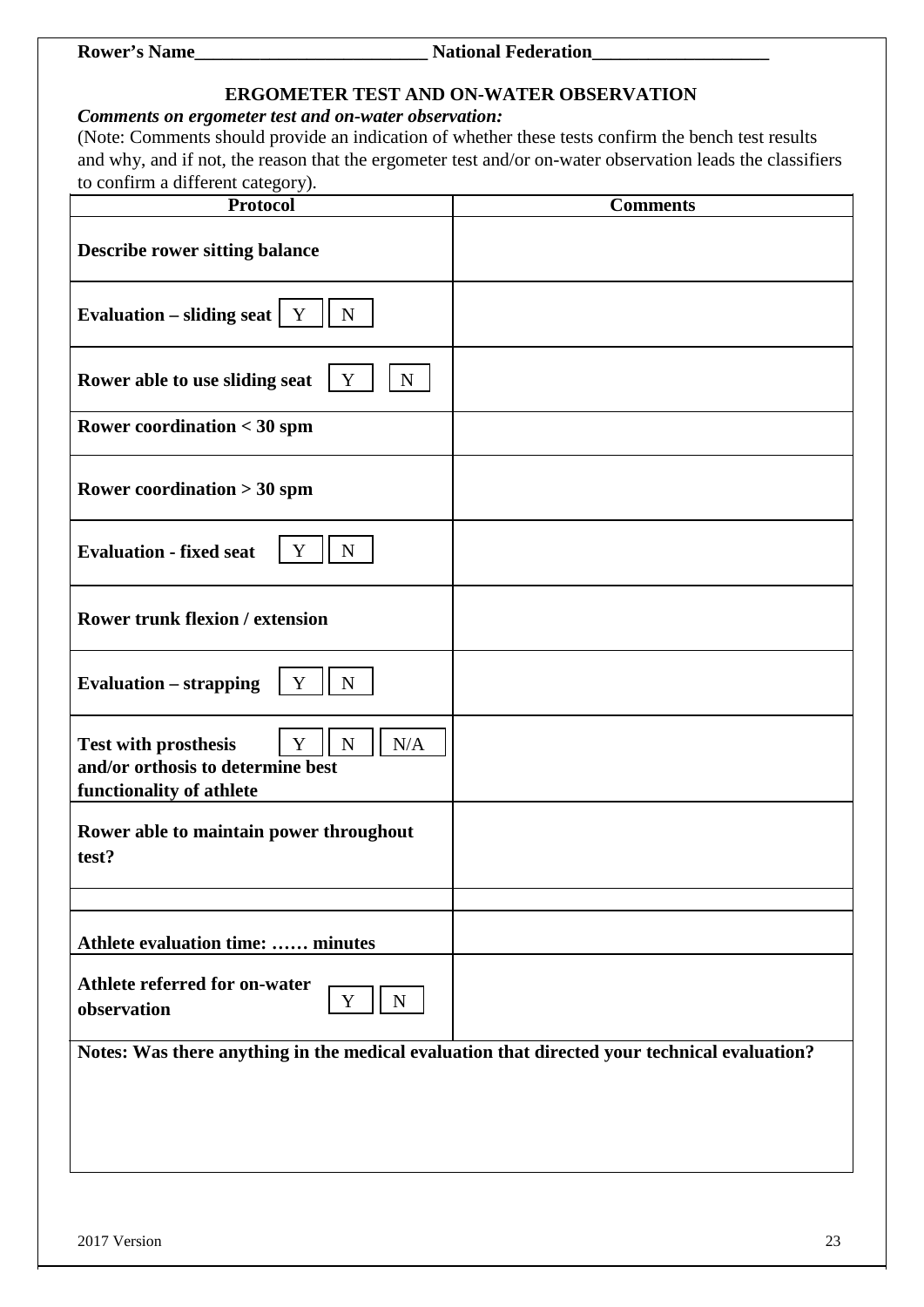**Rower's Name\_\_\_\_\_\_\_\_\_\_\_\_\_\_\_\_\_\_\_\_\_\_\_\_\_ National Federation\_\_\_\_\_\_\_\_\_\_\_\_\_\_\_\_\_\_\_**

## ERGOMETER TEST AND ON-WATER OBSERVATION

***Comments on ergometer test and on-water observation:***

(Note: Comments should provide an indication of whether these tests confirm the bench test results and why, and if not, the reason that the ergometer test and/or on-water observation leads the classifiers to confirm a different category).

| Protocol | Comments |
|---|---|
| **Describe rower sitting balance** | |
| **Evaluation – sliding seat** Y N | |
| **Rower able to use sliding seat** Y N | |
| **Rower coordination < 30 spm** | |
| **Rower coordination > 30 spm** | |
| **Evaluation - fixed seat** Y N | |
| **Rower trunk flexion / extension** | |
| **Evaluation – strapping** Y N | |
| **Test with prosthesis and/or orthosis to determine best functionality of athlete** Y N N/A | |
| **Rower able to maintain power throughout test?** | |
| | |
| **Athlete evaluation time: …… minutes** | |
| **Athlete referred for on-water observation** Y N | |

**Notes: Was there anything in the medical evaluation that directed your technical evaluation?**

2017 Version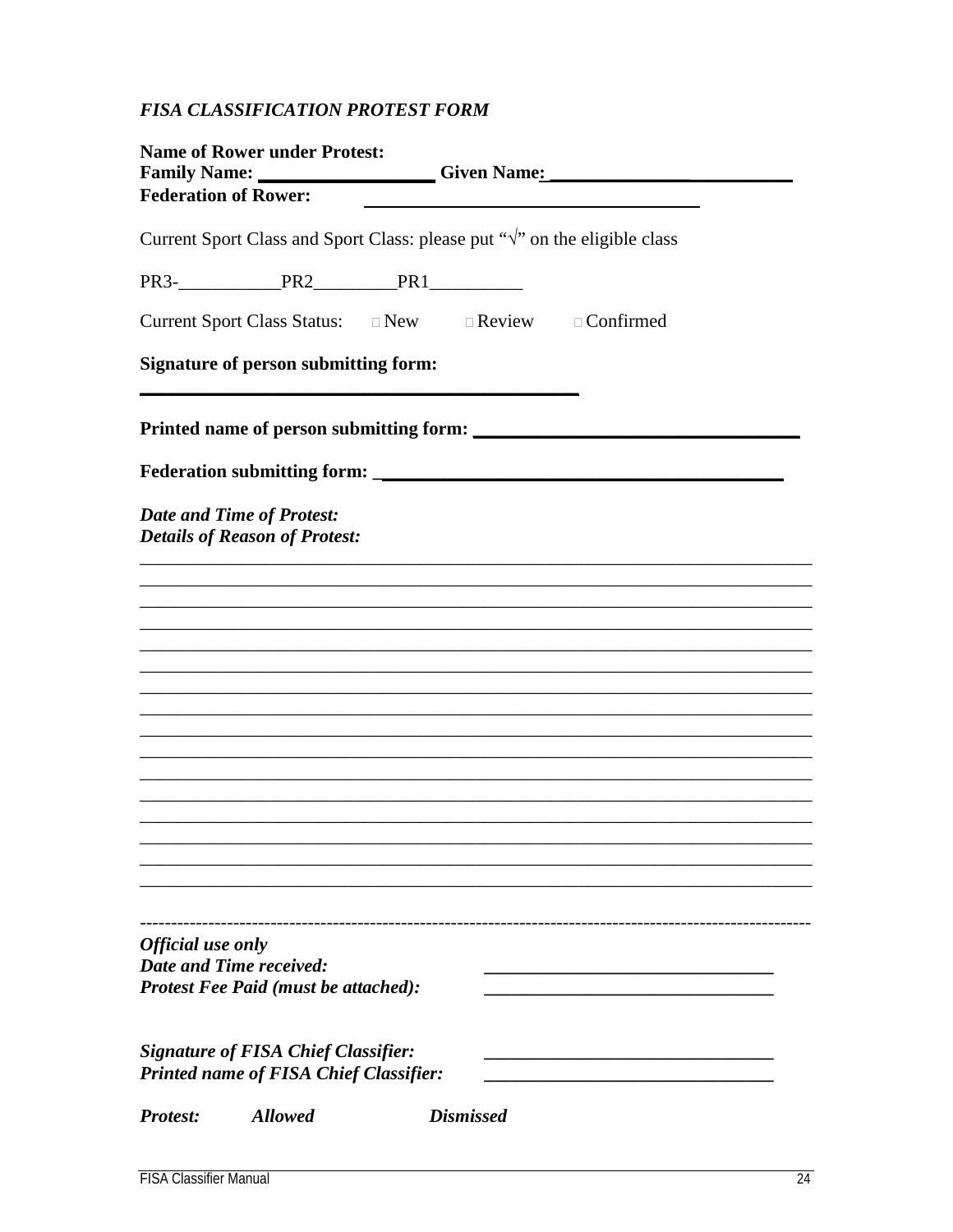*FISA CLASSIFICATION PROTEST FORM*

**Name of Rower under Protest:**
**Family Name: ___________________ Given Name: __________________________**
**Federation of Rower: ____________________________________**

Current Sport Class and Sport Class: please put "√" on the eligible class

PR3-___________PR2_________PR1__________

Current Sport Class Status: □ New □ Review □ Confirmed

**Signature of person submitting form:**

**_______________________________________________**

**Printed name of person submitting form: ________________________________**

**Federation submitting form: _________________________________________**

***Date and Time of Protest:***
***Details of Reason of Protest:***

________________________________________________________________________________
________________________________________________________________________________
________________________________________________________________________________
________________________________________________________________________________
________________________________________________________________________________
________________________________________________________________________________
________________________________________________________________________________
________________________________________________________________________________
________________________________________________________________________________
________________________________________________________________________________
________________________________________________________________________________
________________________________________________________________________________
________________________________________________________________________________
________________________________________________________________________________
________________________________________________________________________________
________________________________________________________________________________

--------------------------------------------------------------------------------------------------------------

***Official use only***
***Date and Time received:*** _______________________________
***Protest Fee Paid (must be attached):*** _______________________________

***Signature of FISA Chief Classifier:*** _______________________________
***Printed name of FISA Chief Classifier:*** _______________________________

***Protest:*** ***Allowed*** ***Dismissed***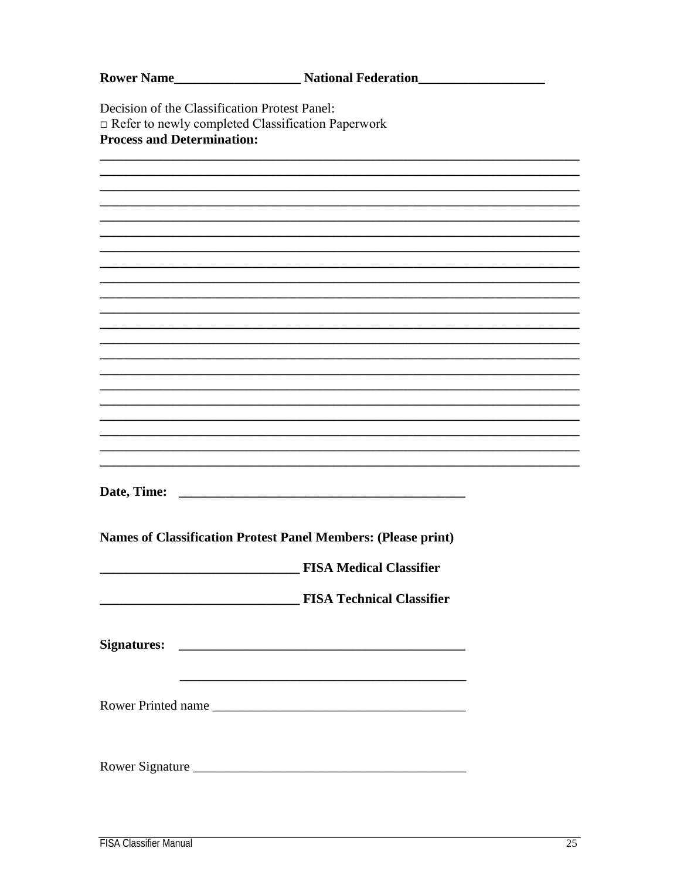**Rower Name___________________ National Federation___________________**

Decision of the Classification Protest Panel:
□ Refer to newly completed Classification Paperwork
**Process and Determination:**

___________________________________________________________________________
___________________________________________________________________________
___________________________________________________________________________
___________________________________________________________________________
___________________________________________________________________________
___________________________________________________________________________
___________________________________________________________________________
___________________________________________________________________________
___________________________________________________________________________
___________________________________________________________________________
___________________________________________________________________________
___________________________________________________________________________
___________________________________________________________________________
___________________________________________________________________________
___________________________________________________________________________
___________________________________________________________________________
___________________________________________________________________________
___________________________________________________________________________
___________________________________________________________________________
___________________________________________________________________________
___________________________________________________________________________

**Date, Time:** ____________________________________________

**Names of Classification Protest Panel Members: (Please print)**

______________________________ **FISA Medical Classifier**

______________________________ **FISA Technical Classifier**

**Signatures:** ____________________________________________

____________________________________________

Rower Printed name ______________________________________

Rower Signature __________________________________________